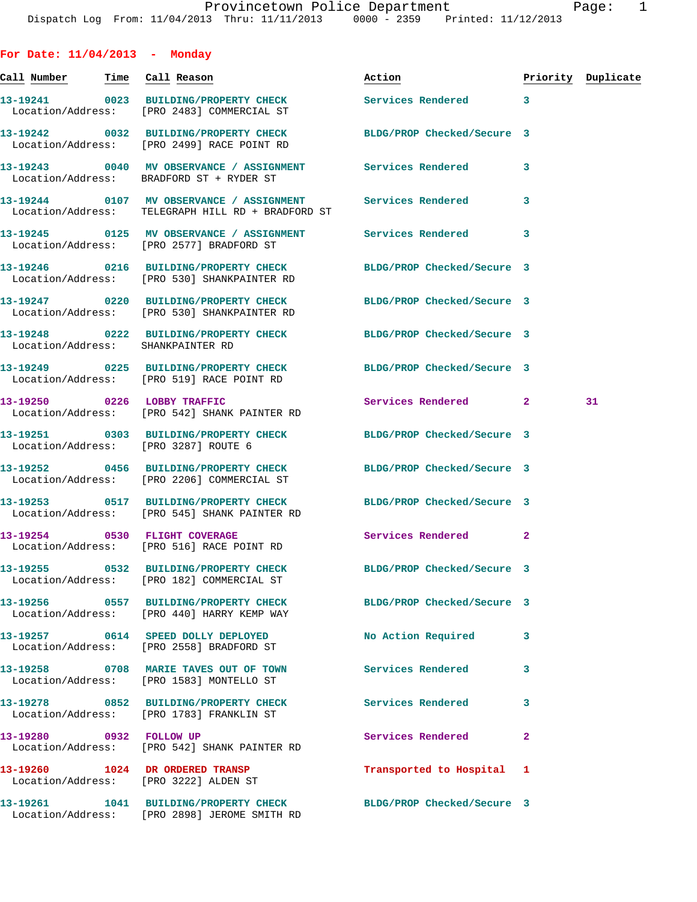Provincetown Police Department

Dispatch Log From: 11/04/2013 Thru: 11/11/2013 0000 - 2359 Printed: 11/12/2013

## For Date: 11/04/2013 - Monday

| Call Number | Time | Call Reason | Action | Priority | Duplicate |
|---|---|---|---|---|---|
| 13-19241 | 0023 | BUILDING/PROPERTY CHECK<br>Location/Address: [PRO 2483] COMMERCIAL ST | Services Rendered | 3 | |
| 13-19242 | 0032 | BUILDING/PROPERTY CHECK<br>Location/Address: [PRO 2499] RACE POINT RD | BLDG/PROP Checked/Secure | 3 | |
| 13-19243 | 0040 | MV OBSERVANCE / ASSIGNMENT<br>Location/Address: BRADFORD ST + RYDER ST | Services Rendered | 3 | |
| 13-19244 | 0107 | MV OBSERVANCE / ASSIGNMENT<br>Location/Address: TELEGRAPH HILL RD + BRADFORD ST | Services Rendered | 3 | |
| 13-19245 | 0125 | MV OBSERVANCE / ASSIGNMENT<br>Location/Address: [PRO 2577] BRADFORD ST | Services Rendered | 3 | |
| 13-19246 | 0216 | BUILDING/PROPERTY CHECK<br>Location/Address: [PRO 530] SHANKPAINTER RD | BLDG/PROP Checked/Secure | 3 | |
| 13-19247 | 0220 | BUILDING/PROPERTY CHECK<br>Location/Address: [PRO 530] SHANKPAINTER RD | BLDG/PROP Checked/Secure | 3 | |
| 13-19248 | 0222 | BUILDING/PROPERTY CHECK<br>Location/Address: SHANKPAINTER RD | BLDG/PROP Checked/Secure | 3 | |
| 13-19249 | 0225 | BUILDING/PROPERTY CHECK<br>Location/Address: [PRO 519] RACE POINT RD | BLDG/PROP Checked/Secure | 3 | |
| 13-19250 | 0226 | LOBBY TRAFFIC<br>Location/Address: [PRO 542] SHANK PAINTER RD | Services Rendered | 2 | 31 |
| 13-19251 | 0303 | BUILDING/PROPERTY CHECK<br>Location/Address: [PRO 3287] ROUTE 6 | BLDG/PROP Checked/Secure | 3 | |
| 13-19252 | 0456 | BUILDING/PROPERTY CHECK<br>Location/Address: [PRO 2206] COMMERCIAL ST | BLDG/PROP Checked/Secure | 3 | |
| 13-19253 | 0517 | BUILDING/PROPERTY CHECK<br>Location/Address: [PRO 545] SHANK PAINTER RD | BLDG/PROP Checked/Secure | 3 | |
| 13-19254 | 0530 | FLIGHT COVERAGE<br>Location/Address: [PRO 516] RACE POINT RD | Services Rendered | 2 | |
| 13-19255 | 0532 | BUILDING/PROPERTY CHECK<br>Location/Address: [PRO 182] COMMERCIAL ST | BLDG/PROP Checked/Secure | 3 | |
| 13-19256 | 0557 | BUILDING/PROPERTY CHECK<br>Location/Address: [PRO 440] HARRY KEMP WAY | BLDG/PROP Checked/Secure | 3 | |
| 13-19257 | 0614 | SPEED DOLLY DEPLOYED<br>Location/Address: [PRO 2558] BRADFORD ST | No Action Required | 3 | |
| 13-19258 | 0708 | MARIE TAVES OUT OF TOWN<br>Location/Address: [PRO 1583] MONTELLO ST | Services Rendered | 3 | |
| 13-19278 | 0852 | BUILDING/PROPERTY CHECK<br>Location/Address: [PRO 1783] FRANKLIN ST | Services Rendered | 3 | |
| 13-19280 | 0932 | FOLLOW UP<br>Location/Address: [PRO 542] SHANK PAINTER RD | Services Rendered | 2 | |
| 13-19260 | 1024 | DR ORDERED TRANSP<br>Location/Address: [PRO 3222] ALDEN ST | Transported to Hospital | 1 | |
| 13-19261 | 1041 | BUILDING/PROPERTY CHECK<br>Location/Address: [PRO 2898] JEROME SMITH RD | BLDG/PROP Checked/Secure | 3 | |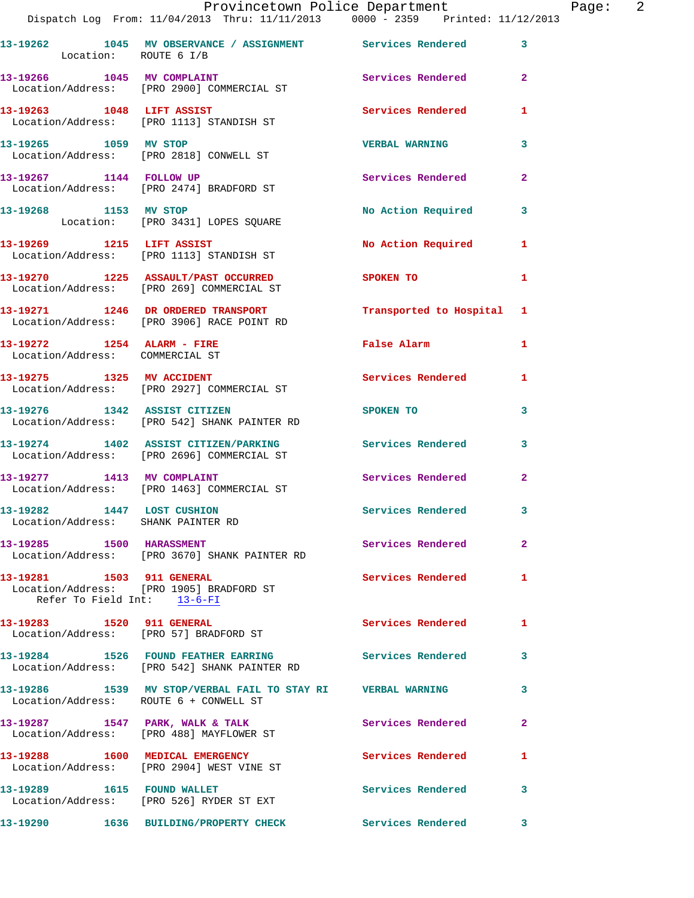| Call Number | Time | Call Reason | Action | Priority |
|---|---|---|---|---|
| 13-19262 | 1045 | MV OBSERVANCE / ASSIGNMENT | Services Rendered | 3 |
| Location: ROUTE 6 I/B | | | | |
| 13-19266 | 1045 | MV COMPLAINT | Services Rendered | 2 |
| Location/Address: [PRO 2900] COMMERCIAL ST | | | | |
| 13-19263 | 1048 | LIFT ASSIST | Services Rendered | 1 |
| Location/Address: [PRO 1113] STANDISH ST | | | | |
| 13-19265 | 1059 | MV STOP | VERBAL WARNING | 3 |
| Location/Address: [PRO 2818] CONWELL ST | | | | |
| 13-19267 | 1144 | FOLLOW UP | Services Rendered | 2 |
| Location/Address: [PRO 2474] BRADFORD ST | | | | |
| 13-19268 | 1153 | MV STOP | No Action Required | 3 |
| Location: [PRO 3431] LOPES SQUARE | | | | |
| 13-19269 | 1215 | LIFT ASSIST | No Action Required | 1 |
| Location/Address: [PRO 1113] STANDISH ST | | | | |
| 13-19270 | 1225 | ASSAULT/PAST OCCURRED | SPOKEN TO | 1 |
| Location/Address: [PRO 269] COMMERCIAL ST | | | | |
| 13-19271 | 1246 | DR ORDERED TRANSPORT | Transported to Hospital | 1 |
| Location/Address: [PRO 3906] RACE POINT RD | | | | |
| 13-19272 | 1254 | ALARM - FIRE | False Alarm | 1 |
| Location/Address: COMMERCIAL ST | | | | |
| 13-19275 | 1325 | MV ACCIDENT | Services Rendered | 1 |
| Location/Address: [PRO 2927] COMMERCIAL ST | | | | |
| 13-19276 | 1342 | ASSIST CITIZEN | SPOKEN TO | 3 |
| Location/Address: [PRO 542] SHANK PAINTER RD | | | | |
| 13-19274 | 1402 | ASSIST CITIZEN/PARKING | Services Rendered | 3 |
| Location/Address: [PRO 2696] COMMERCIAL ST | | | | |
| 13-19277 | 1413 | MV COMPLAINT | Services Rendered | 2 |
| Location/Address: [PRO 1463] COMMERCIAL ST | | | | |
| 13-19282 | 1447 | LOST CUSHION | Services Rendered | 3 |
| Location/Address: SHANK PAINTER RD | | | | |
| 13-19285 | 1500 | HARASSMENT | Services Rendered | 2 |
| Location/Address: [PRO 3670] SHANK PAINTER RD | | | | |
| 13-19281 | 1503 | 911 GENERAL | Services Rendered | 1 |
| Location/Address: [PRO 1905] BRADFORD ST; Refer To Field Int: 13-6-FI | | | | |
| 13-19283 | 1520 | 911 GENERAL | Services Rendered | 1 |
| Location/Address: [PRO 57] BRADFORD ST | | | | |
| 13-19284 | 1526 | FOUND FEATHER EARRING | Services Rendered | 3 |
| Location/Address: [PRO 542] SHANK PAINTER RD | | | | |
| 13-19286 | 1539 | MV STOP/VERBAL FAIL TO STAY RI | VERBAL WARNING | 3 |
| Location/Address: ROUTE 6 + CONWELL ST | | | | |
| 13-19287 | 1547 | PARK, WALK & TALK | Services Rendered | 2 |
| Location/Address: [PRO 488] MAYFLOWER ST | | | | |
| 13-19288 | 1600 | MEDICAL EMERGENCY | Services Rendered | 1 |
| Location/Address: [PRO 2904] WEST VINE ST | | | | |
| 13-19289 | 1615 | FOUND WALLET | Services Rendered | 3 |
| Location/Address: [PRO 526] RYDER ST EXT | | | | |
| 13-19290 | 1636 | BUILDING/PROPERTY CHECK | Services Rendered | 3 |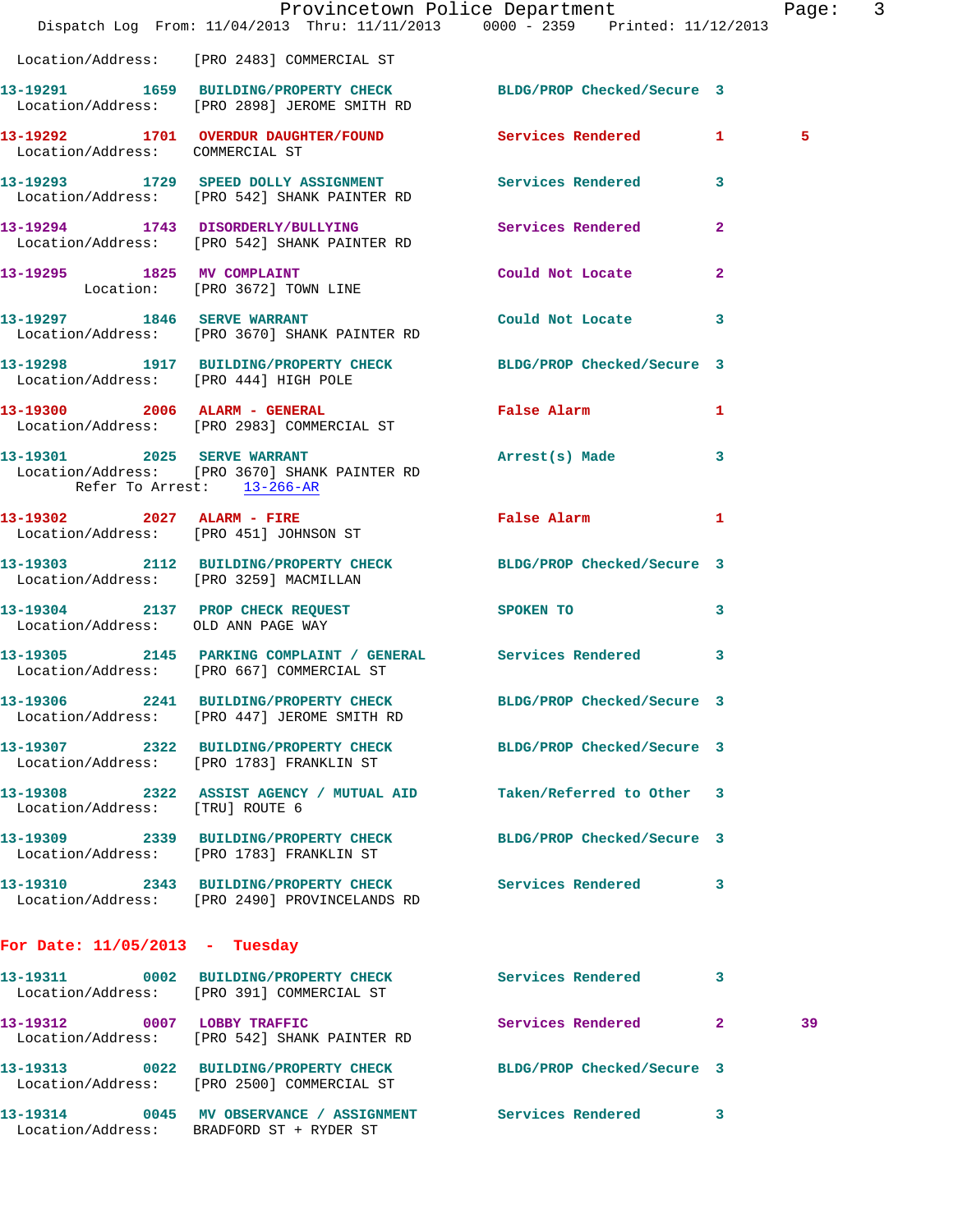Location/Address: [PRO 2483] COMMERCIAL ST

**13-19291 1659 BUILDING/PROPERTY CHECK** BLDG/PROP Checked/Secure 3
Location/Address: [PRO 2898] JEROME SMITH RD

**13-19292 1701 OVERDUR DAUGHTER/FOUND** Services Rendered 1 5
Location/Address: COMMERCIAL ST

**13-19293 1729 SPEED DOLLY ASSIGNMENT** Services Rendered 3
Location/Address: [PRO 542] SHANK PAINTER RD

**13-19294 1743 DISORDERLY/BULLYING** Services Rendered 2
Location/Address: [PRO 542] SHANK PAINTER RD

**13-19295 1825 MV COMPLAINT** Could Not Locate 2
Location: [PRO 3672] TOWN LINE

**13-19297 1846 SERVE WARRANT** Could Not Locate 3
Location/Address: [PRO 3670] SHANK PAINTER RD

**13-19298 1917 BUILDING/PROPERTY CHECK** BLDG/PROP Checked/Secure 3
Location/Address: [PRO 444] HIGH POLE

**13-19300 2006 ALARM - GENERAL** False Alarm 1
Location/Address: [PRO 2983] COMMERCIAL ST

**13-19301 2025 SERVE WARRANT** Arrest(s) Made 3
Location/Address: [PRO 3670] SHANK PAINTER RD
Refer To Arrest: 13-266-AR

**13-19302 2027 ALARM - FIRE** False Alarm 1
Location/Address: [PRO 451] JOHNSON ST

**13-19303 2112 BUILDING/PROPERTY CHECK** BLDG/PROP Checked/Secure 3
Location/Address: [PRO 3259] MACMILLAN

**13-19304 2137 PROP CHECK REQUEST** SPOKEN TO 3
Location/Address: OLD ANN PAGE WAY

**13-19305 2145 PARKING COMPLAINT / GENERAL** Services Rendered 3
Location/Address: [PRO 667] COMMERCIAL ST

**13-19306 2241 BUILDING/PROPERTY CHECK** BLDG/PROP Checked/Secure 3
Location/Address: [PRO 447] JEROME SMITH RD

**13-19307 2322 BUILDING/PROPERTY CHECK** BLDG/PROP Checked/Secure 3
Location/Address: [PRO 1783] FRANKLIN ST

**13-19308 2322 ASSIST AGENCY / MUTUAL AID** Taken/Referred to Other 3
Location/Address: [TRU] ROUTE 6

**13-19309 2339 BUILDING/PROPERTY CHECK** BLDG/PROP Checked/Secure 3
Location/Address: [PRO 1783] FRANKLIN ST

**13-19310 2343 BUILDING/PROPERTY CHECK** Services Rendered 3
Location/Address: [PRO 2490] PROVINCELANDS RD

## For Date: 11/05/2013 - Tuesday

**13-19311 0002 BUILDING/PROPERTY CHECK** Services Rendered 3
Location/Address: [PRO 391] COMMERCIAL ST

**13-19312 0007 LOBBY TRAFFIC** Services Rendered 2 39
Location/Address: [PRO 542] SHANK PAINTER RD

**13-19313 0022 BUILDING/PROPERTY CHECK** BLDG/PROP Checked/Secure 3
Location/Address: [PRO 2500] COMMERCIAL ST

**13-19314 0045 MV OBSERVANCE / ASSIGNMENT** Services Rendered 3
Location/Address: BRADFORD ST + RYDER ST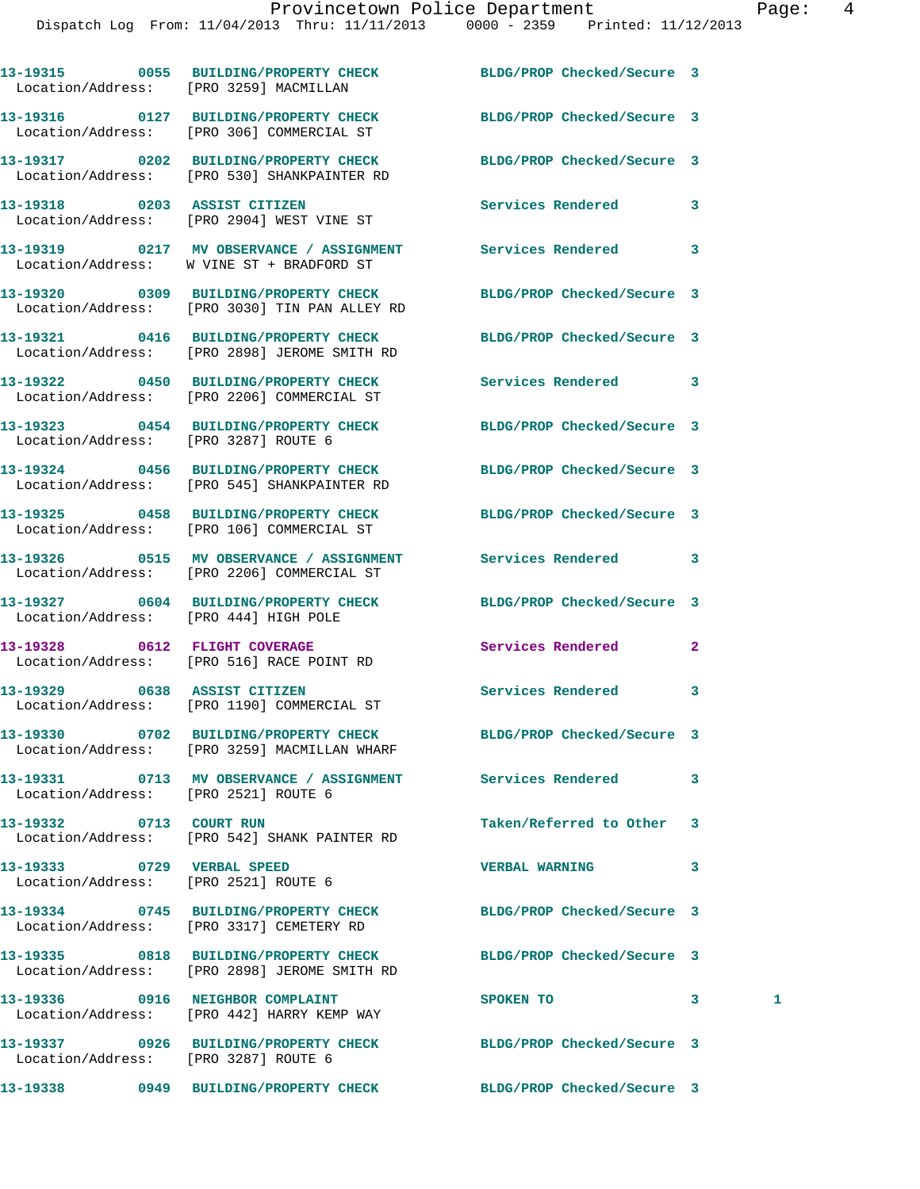| Call Number | Time | Call Reason | Action | Priority | |
|---|---|---|---|---|---|
| 13-19315 | 0055 | BUILDING/PROPERTY CHECK | BLDG/PROP Checked/Secure | 3 | |
| Location/Address: [PRO 3259] MACMILLAN | | | | | |
| 13-19316 | 0127 | BUILDING/PROPERTY CHECK | BLDG/PROP Checked/Secure | 3 | |
| Location/Address: [PRO 306] COMMERCIAL ST | | | | | |
| 13-19317 | 0202 | BUILDING/PROPERTY CHECK | BLDG/PROP Checked/Secure | 3 | |
| Location/Address: [PRO 530] SHANKPAINTER RD | | | | | |
| 13-19318 | 0203 | ASSIST CITIZEN | Services Rendered | 3 | |
| Location/Address: [PRO 2904] WEST VINE ST | | | | | |
| 13-19319 | 0217 | MV OBSERVANCE / ASSIGNMENT | Services Rendered | 3 | |
| Location/Address: W VINE ST + BRADFORD ST | | | | | |
| 13-19320 | 0309 | BUILDING/PROPERTY CHECK | BLDG/PROP Checked/Secure | 3 | |
| Location/Address: [PRO 3030] TIN PAN ALLEY RD | | | | | |
| 13-19321 | 0416 | BUILDING/PROPERTY CHECK | BLDG/PROP Checked/Secure | 3 | |
| Location/Address: [PRO 2898] JEROME SMITH RD | | | | | |
| 13-19322 | 0450 | BUILDING/PROPERTY CHECK | Services Rendered | 3 | |
| Location/Address: [PRO 2206] COMMERCIAL ST | | | | | |
| 13-19323 | 0454 | BUILDING/PROPERTY CHECK | BLDG/PROP Checked/Secure | 3 | |
| Location/Address: [PRO 3287] ROUTE 6 | | | | | |
| 13-19324 | 0456 | BUILDING/PROPERTY CHECK | BLDG/PROP Checked/Secure | 3 | |
| Location/Address: [PRO 545] SHANKPAINTER RD | | | | | |
| 13-19325 | 0458 | BUILDING/PROPERTY CHECK | BLDG/PROP Checked/Secure | 3 | |
| Location/Address: [PRO 106] COMMERCIAL ST | | | | | |
| 13-19326 | 0515 | MV OBSERVANCE / ASSIGNMENT | Services Rendered | 3 | |
| Location/Address: [PRO 2206] COMMERCIAL ST | | | | | |
| 13-19327 | 0604 | BUILDING/PROPERTY CHECK | BLDG/PROP Checked/Secure | 3 | |
| Location/Address: [PRO 444] HIGH POLE | | | | | |
| 13-19328 | 0612 | FLIGHT COVERAGE | Services Rendered | 2 | |
| Location/Address: [PRO 516] RACE POINT RD | | | | | |
| 13-19329 | 0638 | ASSIST CITIZEN | Services Rendered | 3 | |
| Location/Address: [PRO 1190] COMMERCIAL ST | | | | | |
| 13-19330 | 0702 | BUILDING/PROPERTY CHECK | BLDG/PROP Checked/Secure | 3 | |
| Location/Address: [PRO 3259] MACMILLAN WHARF | | | | | |
| 13-19331 | 0713 | MV OBSERVANCE / ASSIGNMENT | Services Rendered | 3 | |
| Location/Address: [PRO 2521] ROUTE 6 | | | | | |
| 13-19332 | 0713 | COURT RUN | Taken/Referred to Other | 3 | |
| Location/Address: [PRO 542] SHANK PAINTER RD | | | | | |
| 13-19333 | 0729 | VERBAL SPEED | VERBAL WARNING | 3 | |
| Location/Address: [PRO 2521] ROUTE 6 | | | | | |
| 13-19334 | 0745 | BUILDING/PROPERTY CHECK | BLDG/PROP Checked/Secure | 3 | |
| Location/Address: [PRO 3317] CEMETERY RD | | | | | |
| 13-19335 | 0818 | BUILDING/PROPERTY CHECK | BLDG/PROP Checked/Secure | 3 | |
| Location/Address: [PRO 2898] JEROME SMITH RD | | | | | |
| 13-19336 | 0916 | NEIGHBOR COMPLAINT | SPOKEN TO | 3 | 1 |
| Location/Address: [PRO 442] HARRY KEMP WAY | | | | | |
| 13-19337 | 0926 | BUILDING/PROPERTY CHECK | BLDG/PROP Checked/Secure | 3 | |
| Location/Address: [PRO 3287] ROUTE 6 | | | | | |
| 13-19338 | 0949 | BUILDING/PROPERTY CHECK | BLDG/PROP Checked/Secure | 3 | |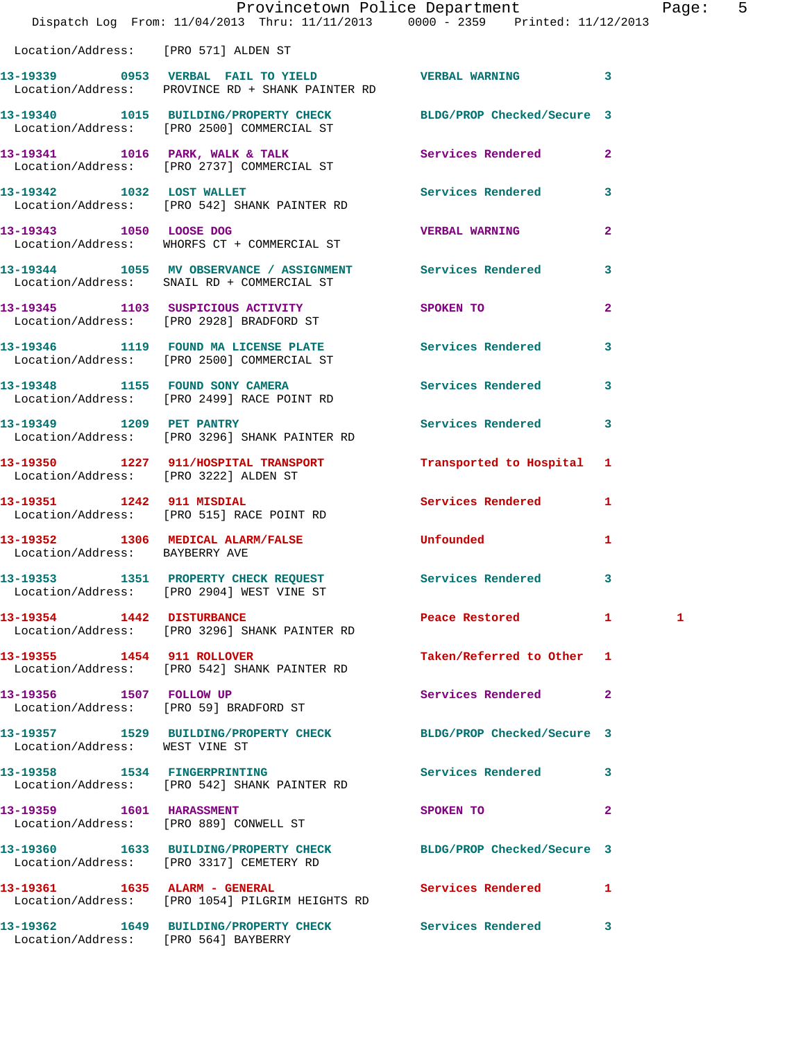Location/Address: [PRO 571] ALDEN ST

| Call # | Time | Call Reason | Action | Priority | |
|---|---|---|---|---|---|
| 13-19339 | 0953 | VERBAL FAIL TO YIELD | VERBAL WARNING | 3 | |
| Location/Address: | | PROVINCE RD + SHANK PAINTER RD | | | |
| 13-19340 | 1015 | BUILDING/PROPERTY CHECK | BLDG/PROP Checked/Secure | 3 | |
| Location/Address: | | [PRO 2500] COMMERCIAL ST | | | |
| 13-19341 | 1016 | PARK, WALK & TALK | Services Rendered | 2 | |
| Location/Address: | | [PRO 2737] COMMERCIAL ST | | | |
| 13-19342 | 1032 | LOST WALLET | Services Rendered | 3 | |
| Location/Address: | | [PRO 542] SHANK PAINTER RD | | | |
| 13-19343 | 1050 | LOOSE DOG | VERBAL WARNING | 2 | |
| Location/Address: | | WHORFS CT + COMMERCIAL ST | | | |
| 13-19344 | 1055 | MV OBSERVANCE / ASSIGNMENT | Services Rendered | 3 | |
| Location/Address: | | SNAIL RD + COMMERCIAL ST | | | |
| 13-19345 | 1103 | SUSPICIOUS ACTIVITY | SPOKEN TO | 2 | |
| Location/Address: | | [PRO 2928] BRADFORD ST | | | |
| 13-19346 | 1119 | FOUND MA LICENSE PLATE | Services Rendered | 3 | |
| Location/Address: | | [PRO 2500] COMMERCIAL ST | | | |
| 13-19348 | 1155 | FOUND SONY CAMERA | Services Rendered | 3 | |
| Location/Address: | | [PRO 2499] RACE POINT RD | | | |
| 13-19349 | 1209 | PET PANTRY | Services Rendered | 3 | |
| Location/Address: | | [PRO 3296] SHANK PAINTER RD | | | |
| 13-19350 | 1227 | 911/HOSPITAL TRANSPORT | Transported to Hospital | 1 | |
| Location/Address: | | [PRO 3222] ALDEN ST | | | |
| 13-19351 | 1242 | 911 MISDIAL | Services Rendered | 1 | |
| Location/Address: | | [PRO 515] RACE POINT RD | | | |
| 13-19352 | 1306 | MEDICAL ALARM/FALSE | Unfounded | 1 | |
| Location/Address: | | BAYBERRY AVE | | | |
| 13-19353 | 1351 | PROPERTY CHECK REQUEST | Services Rendered | 3 | |
| Location/Address: | | [PRO 2904] WEST VINE ST | | | |
| 13-19354 | 1442 | DISTURBANCE | Peace Restored | 1 | 1 |
| Location/Address: | | [PRO 3296] SHANK PAINTER RD | | | |
| 13-19355 | 1454 | 911 ROLLOVER | Taken/Referred to Other | 1 | |
| Location/Address: | | [PRO 542] SHANK PAINTER RD | | | |
| 13-19356 | 1507 | FOLLOW UP | Services Rendered | 2 | |
| Location/Address: | | [PRO 59] BRADFORD ST | | | |
| 13-19357 | 1529 | BUILDING/PROPERTY CHECK | BLDG/PROP Checked/Secure | 3 | |
| Location/Address: | | WEST VINE ST | | | |
| 13-19358 | 1534 | FINGERPRINTING | Services Rendered | 3 | |
| Location/Address: | | [PRO 542] SHANK PAINTER RD | | | |
| 13-19359 | 1601 | HARASSMENT | SPOKEN TO | 2 | |
| Location/Address: | | [PRO 889] CONWELL ST | | | |
| 13-19360 | 1633 | BUILDING/PROPERTY CHECK | BLDG/PROP Checked/Secure | 3 | |
| Location/Address: | | [PRO 3317] CEMETERY RD | | | |
| 13-19361 | 1635 | ALARM - GENERAL | Services Rendered | 1 | |
| Location/Address: | | [PRO 1054] PILGRIM HEIGHTS RD | | | |
| 13-19362 | 1649 | BUILDING/PROPERTY CHECK | Services Rendered | 3 | |
| Location/Address: | | [PRO 564] BAYBERRY | | | |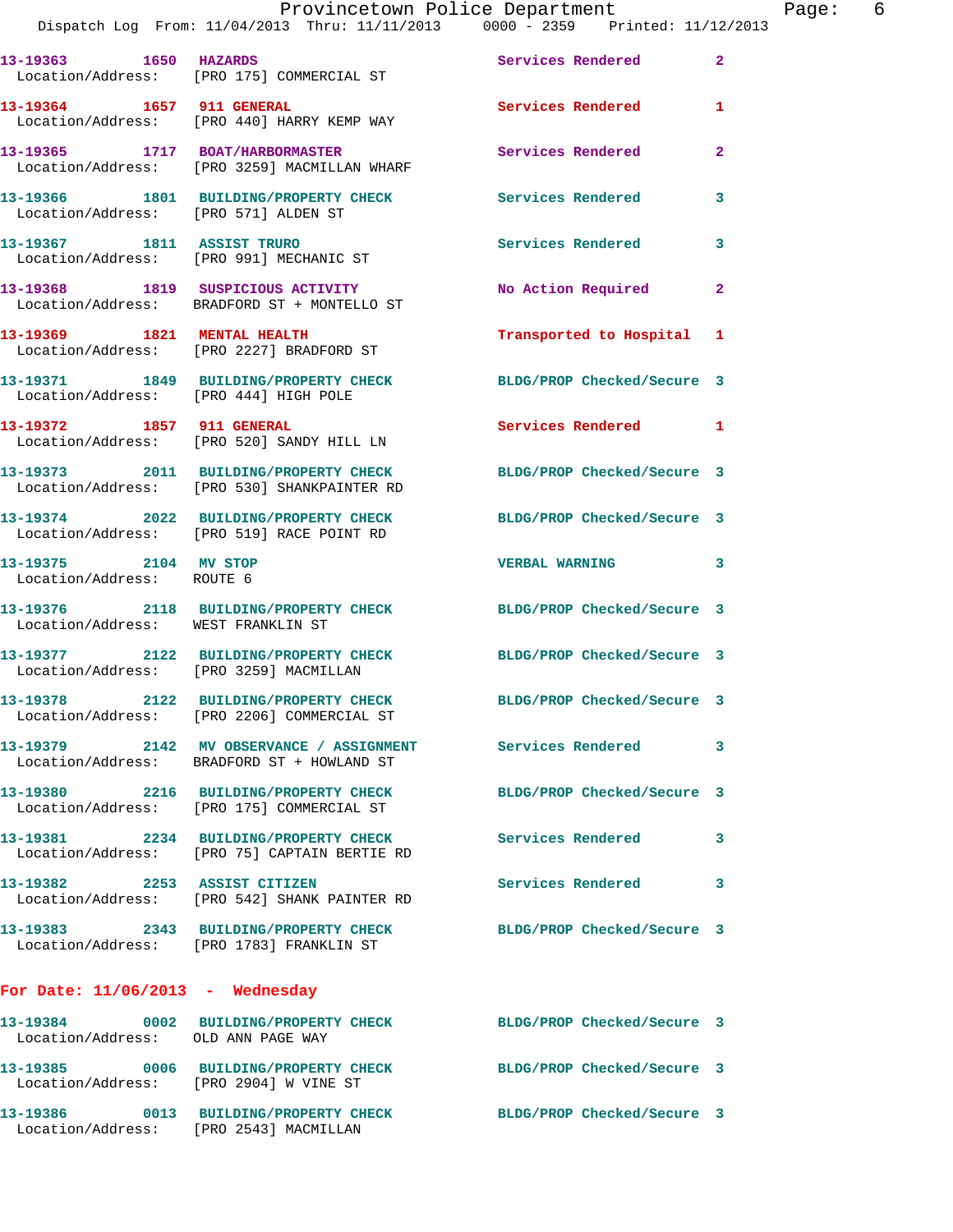| Call # | Time | Type | Disposition | Priority |
|---|---|---|---|---|
| 13-19363 | 1650 | HAZARDS | Services Rendered | 2 |
| Location/Address: | | [PRO 175] COMMERCIAL ST | | |
| 13-19364 | 1657 | 911 GENERAL | Services Rendered | 1 |
| Location/Address: | | [PRO 440] HARRY KEMP WAY | | |
| 13-19365 | 1717 | BOAT/HARBORMASTER | Services Rendered | 2 |
| Location/Address: | | [PRO 3259] MACMILLAN WHARF | | |
| 13-19366 | 1801 | BUILDING/PROPERTY CHECK | Services Rendered | 3 |
| Location/Address: | | [PRO 571] ALDEN ST | | |
| 13-19367 | 1811 | ASSIST TRURO | Services Rendered | 3 |
| Location/Address: | | [PRO 991] MECHANIC ST | | |
| 13-19368 | 1819 | SUSPICIOUS ACTIVITY | No Action Required | 2 |
| Location/Address: | | BRADFORD ST + MONTELLO ST | | |
| 13-19369 | 1821 | MENTAL HEALTH | Transported to Hospital | 1 |
| Location/Address: | | [PRO 2227] BRADFORD ST | | |
| 13-19371 | 1849 | BUILDING/PROPERTY CHECK | BLDG/PROP Checked/Secure | 3 |
| Location/Address: | | [PRO 444] HIGH POLE | | |
| 13-19372 | 1857 | 911 GENERAL | Services Rendered | 1 |
| Location/Address: | | [PRO 520] SANDY HILL LN | | |
| 13-19373 | 2011 | BUILDING/PROPERTY CHECK | BLDG/PROP Checked/Secure | 3 |
| Location/Address: | | [PRO 530] SHANKPAINTER RD | | |
| 13-19374 | 2022 | BUILDING/PROPERTY CHECK | BLDG/PROP Checked/Secure | 3 |
| Location/Address: | | [PRO 519] RACE POINT RD | | |
| 13-19375 | 2104 | MV STOP | VERBAL WARNING | 3 |
| Location/Address: | | ROUTE 6 | | |
| 13-19376 | 2118 | BUILDING/PROPERTY CHECK | BLDG/PROP Checked/Secure | 3 |
| Location/Address: | | WEST FRANKLIN ST | | |
| 13-19377 | 2122 | BUILDING/PROPERTY CHECK | BLDG/PROP Checked/Secure | 3 |
| Location/Address: | | [PRO 3259] MACMILLAN | | |
| 13-19378 | 2122 | BUILDING/PROPERTY CHECK | BLDG/PROP Checked/Secure | 3 |
| Location/Address: | | [PRO 2206] COMMERCIAL ST | | |
| 13-19379 | 2142 | MV OBSERVANCE / ASSIGNMENT | Services Rendered | 3 |
| Location/Address: | | BRADFORD ST + HOWLAND ST | | |
| 13-19380 | 2216 | BUILDING/PROPERTY CHECK | BLDG/PROP Checked/Secure | 3 |
| Location/Address: | | [PRO 175] COMMERCIAL ST | | |
| 13-19381 | 2234 | BUILDING/PROPERTY CHECK | Services Rendered | 3 |
| Location/Address: | | [PRO 75] CAPTAIN BERTIE RD | | |
| 13-19382 | 2253 | ASSIST CITIZEN | Services Rendered | 3 |
| Location/Address: | | [PRO 542] SHANK PAINTER RD | | |
| 13-19383 | 2343 | BUILDING/PROPERTY CHECK | BLDG/PROP Checked/Secure | 3 |
| Location/Address: | | [PRO 1783] FRANKLIN ST | | |

## For Date: 11/06/2013 - Wednesday

| Call # | Time | Type | Disposition | Priority |
|---|---|---|---|---|
| 13-19384 | 0002 | BUILDING/PROPERTY CHECK | BLDG/PROP Checked/Secure | 3 |
| Location/Address: | | OLD ANN PAGE WAY | | |
| 13-19385 | 0006 | BUILDING/PROPERTY CHECK | BLDG/PROP Checked/Secure | 3 |
| Location/Address: | | [PRO 2904] W VINE ST | | |
| 13-19386 | 0013 | BUILDING/PROPERTY CHECK | BLDG/PROP Checked/Secure | 3 |
| Location/Address: | | [PRO 2543] MACMILLAN | | |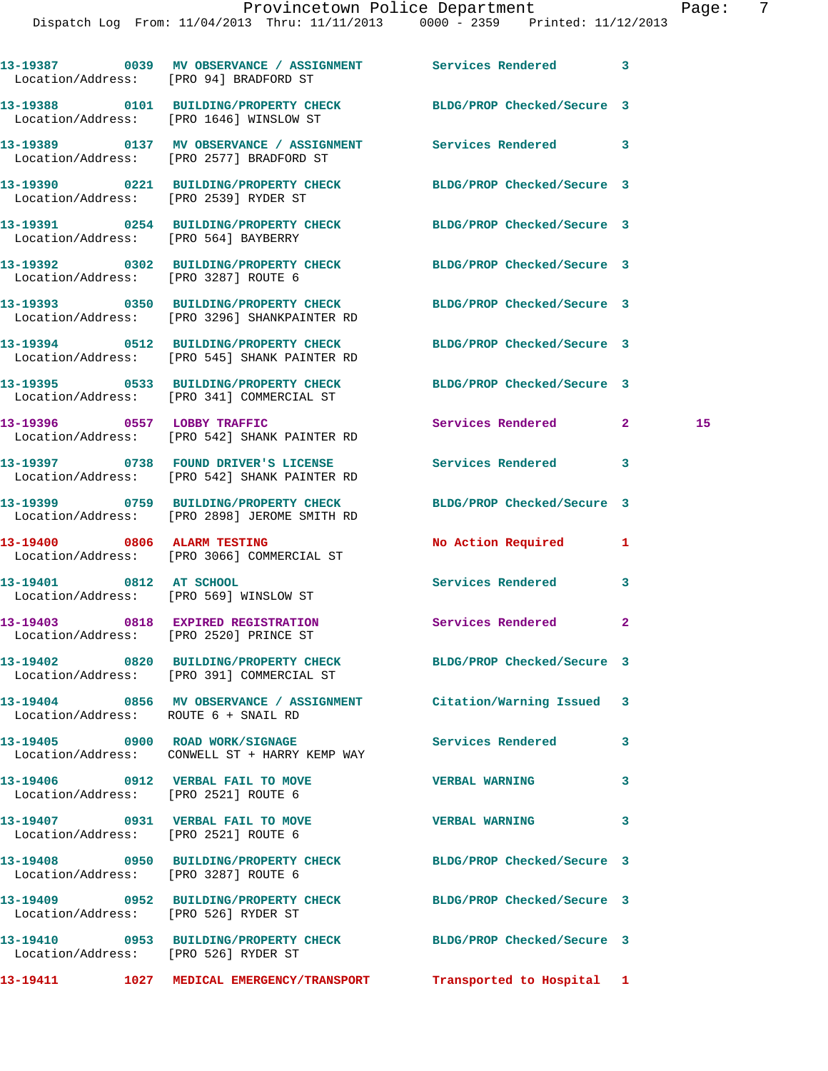| Call # | Time | Call Reason | Action | Priority | |
|---|---|---|---|---|---|
| 13-19387 | 0039 | MV OBSERVANCE / ASSIGNMENT | Services Rendered | 3 | |
| Location/Address: [PRO 94] BRADFORD ST | | | | | |
| 13-19388 | 0101 | BUILDING/PROPERTY CHECK | BLDG/PROP Checked/Secure | 3 | |
| Location/Address: [PRO 1646] WINSLOW ST | | | | | |
| 13-19389 | 0137 | MV OBSERVANCE / ASSIGNMENT | Services Rendered | 3 | |
| Location/Address: [PRO 2577] BRADFORD ST | | | | | |
| 13-19390 | 0221 | BUILDING/PROPERTY CHECK | BLDG/PROP Checked/Secure | 3 | |
| Location/Address: [PRO 2539] RYDER ST | | | | | |
| 13-19391 | 0254 | BUILDING/PROPERTY CHECK | BLDG/PROP Checked/Secure | 3 | |
| Location/Address: [PRO 564] BAYBERRY | | | | | |
| 13-19392 | 0302 | BUILDING/PROPERTY CHECK | BLDG/PROP Checked/Secure | 3 | |
| Location/Address: [PRO 3287] ROUTE 6 | | | | | |
| 13-19393 | 0350 | BUILDING/PROPERTY CHECK | BLDG/PROP Checked/Secure | 3 | |
| Location/Address: [PRO 3296] SHANKPAINTER RD | | | | | |
| 13-19394 | 0512 | BUILDING/PROPERTY CHECK | BLDG/PROP Checked/Secure | 3 | |
| Location/Address: [PRO 545] SHANK PAINTER RD | | | | | |
| 13-19395 | 0533 | BUILDING/PROPERTY CHECK | BLDG/PROP Checked/Secure | 3 | |
| Location/Address: [PRO 341] COMMERCIAL ST | | | | | |
| 13-19396 | 0557 | LOBBY TRAFFIC | Services Rendered | 2 | 15 |
| Location/Address: [PRO 542] SHANK PAINTER RD | | | | | |
| 13-19397 | 0738 | FOUND DRIVER'S LICENSE | Services Rendered | 3 | |
| Location/Address: [PRO 542] SHANK PAINTER RD | | | | | |
| 13-19399 | 0759 | BUILDING/PROPERTY CHECK | BLDG/PROP Checked/Secure | 3 | |
| Location/Address: [PRO 2898] JEROME SMITH RD | | | | | |
| 13-19400 | 0806 | ALARM TESTING | No Action Required | 1 | |
| Location/Address: [PRO 3066] COMMERCIAL ST | | | | | |
| 13-19401 | 0812 | AT SCHOOL | Services Rendered | 3 | |
| Location/Address: [PRO 569] WINSLOW ST | | | | | |
| 13-19403 | 0818 | EXPIRED REGISTRATION | Services Rendered | 2 | |
| Location/Address: [PRO 2520] PRINCE ST | | | | | |
| 13-19402 | 0820 | BUILDING/PROPERTY CHECK | BLDG/PROP Checked/Secure | 3 | |
| Location/Address: [PRO 391] COMMERCIAL ST | | | | | |
| 13-19404 | 0856 | MV OBSERVANCE / ASSIGNMENT | Citation/Warning Issued | 3 | |
| Location/Address: ROUTE 6 + SNAIL RD | | | | | |
| 13-19405 | 0900 | ROAD WORK/SIGNAGE | Services Rendered | 3 | |
| Location/Address: CONWELL ST + HARRY KEMP WAY | | | | | |
| 13-19406 | 0912 | VERBAL FAIL TO MOVE | VERBAL WARNING | 3 | |
| Location/Address: [PRO 2521] ROUTE 6 | | | | | |
| 13-19407 | 0931 | VERBAL FAIL TO MOVE | VERBAL WARNING | 3 | |
| Location/Address: [PRO 2521] ROUTE 6 | | | | | |
| 13-19408 | 0950 | BUILDING/PROPERTY CHECK | BLDG/PROP Checked/Secure | 3 | |
| Location/Address: [PRO 3287] ROUTE 6 | | | | | |
| 13-19409 | 0952 | BUILDING/PROPERTY CHECK | BLDG/PROP Checked/Secure | 3 | |
| Location/Address: [PRO 526] RYDER ST | | | | | |
| 13-19410 | 0953 | BUILDING/PROPERTY CHECK | BLDG/PROP Checked/Secure | 3 | |
| Location/Address: [PRO 526] RYDER ST | | | | | |
| 13-19411 | 1027 | MEDICAL EMERGENCY/TRANSPORT | Transported to Hospital | 1 | |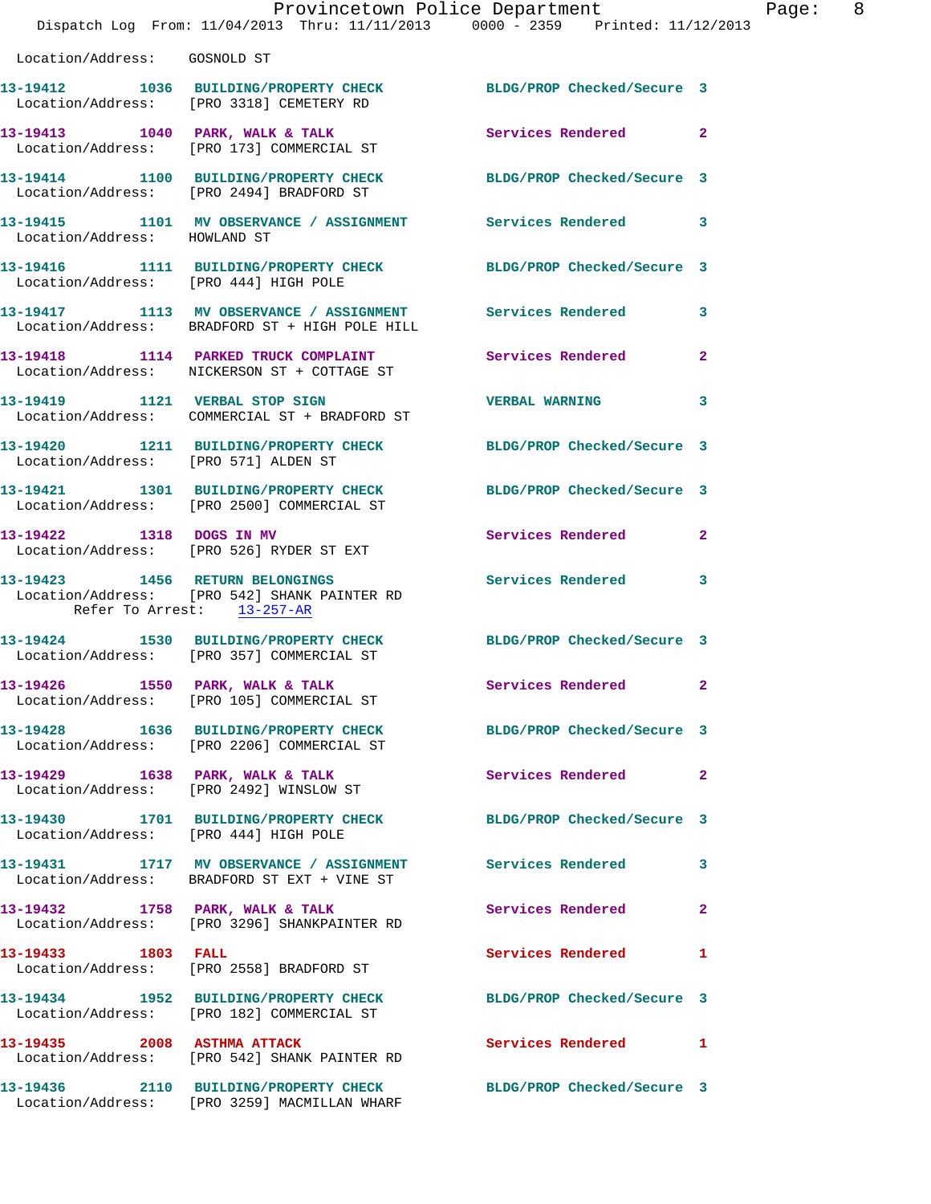Location/Address: GOSNOLD ST

13-19412 1036 BUILDING/PROPERTY CHECK BLDG/PROP Checked/Secure 3
Location/Address: [PRO 3318] CEMETERY RD

13-19413 1040 PARK, WALK & TALK Services Rendered 2
Location/Address: [PRO 173] COMMERCIAL ST

13-19414 1100 BUILDING/PROPERTY CHECK BLDG/PROP Checked/Secure 3
Location/Address: [PRO 2494] BRADFORD ST

13-19415 1101 MV OBSERVANCE / ASSIGNMENT Services Rendered 3
Location/Address: HOWLAND ST

13-19416 1111 BUILDING/PROPERTY CHECK BLDG/PROP Checked/Secure 3
Location/Address: [PRO 444] HIGH POLE

13-19417 1113 MV OBSERVANCE / ASSIGNMENT Services Rendered 3
Location/Address: BRADFORD ST + HIGH POLE HILL

13-19418 1114 PARKED TRUCK COMPLAINT Services Rendered 2
Location/Address: NICKERSON ST + COTTAGE ST

13-19419 1121 VERBAL STOP SIGN VERBAL WARNING 3
Location/Address: COMMERCIAL ST + BRADFORD ST

13-19420 1211 BUILDING/PROPERTY CHECK BLDG/PROP Checked/Secure 3
Location/Address: [PRO 571] ALDEN ST

13-19421 1301 BUILDING/PROPERTY CHECK BLDG/PROP Checked/Secure 3
Location/Address: [PRO 2500] COMMERCIAL ST

13-19422 1318 DOGS IN MV Services Rendered 2
Location/Address: [PRO 526] RYDER ST EXT

13-19423 1456 RETURN BELONGINGS Services Rendered 3
Location/Address: [PRO 542] SHANK PAINTER RD
Refer To Arrest: 13-257-AR

13-19424 1530 BUILDING/PROPERTY CHECK BLDG/PROP Checked/Secure 3
Location/Address: [PRO 357] COMMERCIAL ST

13-19426 1550 PARK, WALK & TALK Services Rendered 2
Location/Address: [PRO 105] COMMERCIAL ST

13-19428 1636 BUILDING/PROPERTY CHECK BLDG/PROP Checked/Secure 3
Location/Address: [PRO 2206] COMMERCIAL ST

13-19429 1638 PARK, WALK & TALK Services Rendered 2
Location/Address: [PRO 2492] WINSLOW ST

13-19430 1701 BUILDING/PROPERTY CHECK BLDG/PROP Checked/Secure 3
Location/Address: [PRO 444] HIGH POLE

13-19431 1717 MV OBSERVANCE / ASSIGNMENT Services Rendered 3
Location/Address: BRADFORD ST EXT + VINE ST

13-19432 1758 PARK, WALK & TALK Services Rendered 2
Location/Address: [PRO 3296] SHANKPAINTER RD

13-19433 1803 FALL Services Rendered 1
Location/Address: [PRO 2558] BRADFORD ST

13-19434 1952 BUILDING/PROPERTY CHECK BLDG/PROP Checked/Secure 3
Location/Address: [PRO 182] COMMERCIAL ST

13-19435 2008 ASTHMA ATTACK Services Rendered 1
Location/Address: [PRO 542] SHANK PAINTER RD

13-19436 2110 BUILDING/PROPERTY CHECK BLDG/PROP Checked/Secure 3
Location/Address: [PRO 3259] MACMILLAN WHARF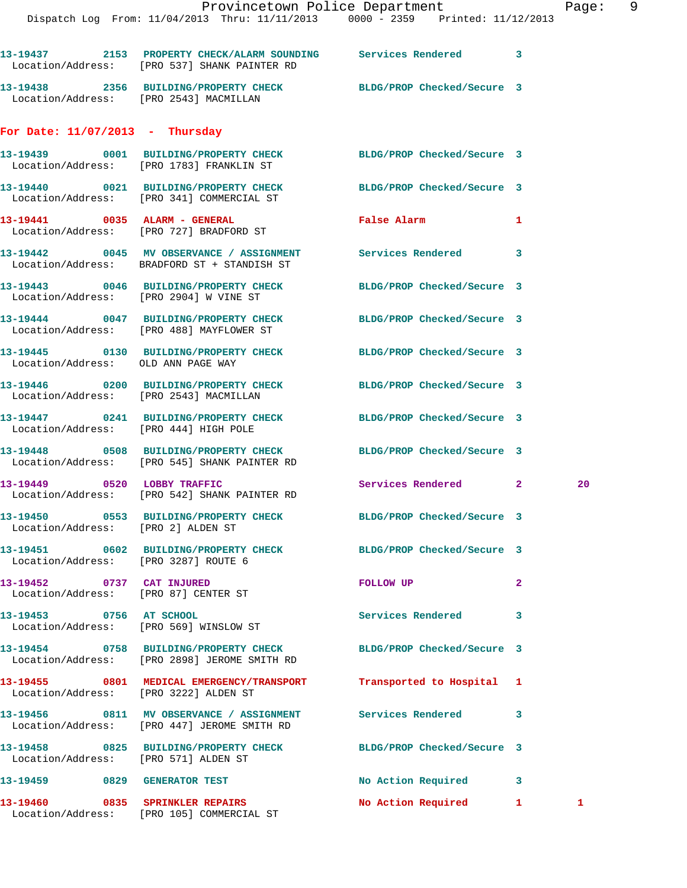13-19437 2153 PROPERTY CHECK/ALARM SOUNDING Services Rendered 3
Location/Address: [PRO 537] SHANK PAINTER RD

13-19438 2356 BUILDING/PROPERTY CHECK BLDG/PROP Checked/Secure 3
Location/Address: [PRO 2543] MACMILLAN

## For Date: 11/07/2013 - Thursday

13-19439 0001 BUILDING/PROPERTY CHECK BLDG/PROP Checked/Secure 3
Location/Address: [PRO 1783] FRANKLIN ST

13-19440 0021 BUILDING/PROPERTY CHECK BLDG/PROP Checked/Secure 3
Location/Address: [PRO 341] COMMERCIAL ST

13-19441 0035 ALARM - GENERAL False Alarm 1
Location/Address: [PRO 727] BRADFORD ST

13-19442 0045 MV OBSERVANCE / ASSIGNMENT Services Rendered 3
Location/Address: BRADFORD ST + STANDISH ST

13-19443 0046 BUILDING/PROPERTY CHECK BLDG/PROP Checked/Secure 3
Location/Address: [PRO 2904] W VINE ST

13-19444 0047 BUILDING/PROPERTY CHECK BLDG/PROP Checked/Secure 3
Location/Address: [PRO 488] MAYFLOWER ST

13-19445 0130 BUILDING/PROPERTY CHECK BLDG/PROP Checked/Secure 3
Location/Address: OLD ANN PAGE WAY

13-19446 0200 BUILDING/PROPERTY CHECK BLDG/PROP Checked/Secure 3
Location/Address: [PRO 2543] MACMILLAN

13-19447 0241 BUILDING/PROPERTY CHECK BLDG/PROP Checked/Secure 3
Location/Address: [PRO 444] HIGH POLE

13-19448 0508 BUILDING/PROPERTY CHECK BLDG/PROP Checked/Secure 3
Location/Address: [PRO 545] SHANK PAINTER RD

13-19449 0520 LOBBY TRAFFIC Services Rendered 2 20
Location/Address: [PRO 542] SHANK PAINTER RD

13-19450 0553 BUILDING/PROPERTY CHECK BLDG/PROP Checked/Secure 3
Location/Address: [PRO 2] ALDEN ST

13-19451 0602 BUILDING/PROPERTY CHECK BLDG/PROP Checked/Secure 3
Location/Address: [PRO 3287] ROUTE 6

13-19452 0737 CAT INJURED FOLLOW UP 2
Location/Address: [PRO 87] CENTER ST

13-19453 0756 AT SCHOOL Services Rendered 3
Location/Address: [PRO 569] WINSLOW ST

13-19454 0758 BUILDING/PROPERTY CHECK BLDG/PROP Checked/Secure 3
Location/Address: [PRO 2898] JEROME SMITH RD

13-19455 0801 MEDICAL EMERGENCY/TRANSPORT Transported to Hospital 1
Location/Address: [PRO 3222] ALDEN ST

13-19456 0811 MV OBSERVANCE / ASSIGNMENT Services Rendered 3
Location/Address: [PRO 447] JEROME SMITH RD

13-19458 0825 BUILDING/PROPERTY CHECK BLDG/PROP Checked/Secure 3
Location/Address: [PRO 571] ALDEN ST

13-19459 0829 GENERATOR TEST No Action Required 3

13-19460 0835 SPRINKLER REPAIRS No Action Required 1 1
Location/Address: [PRO 105] COMMERCIAL ST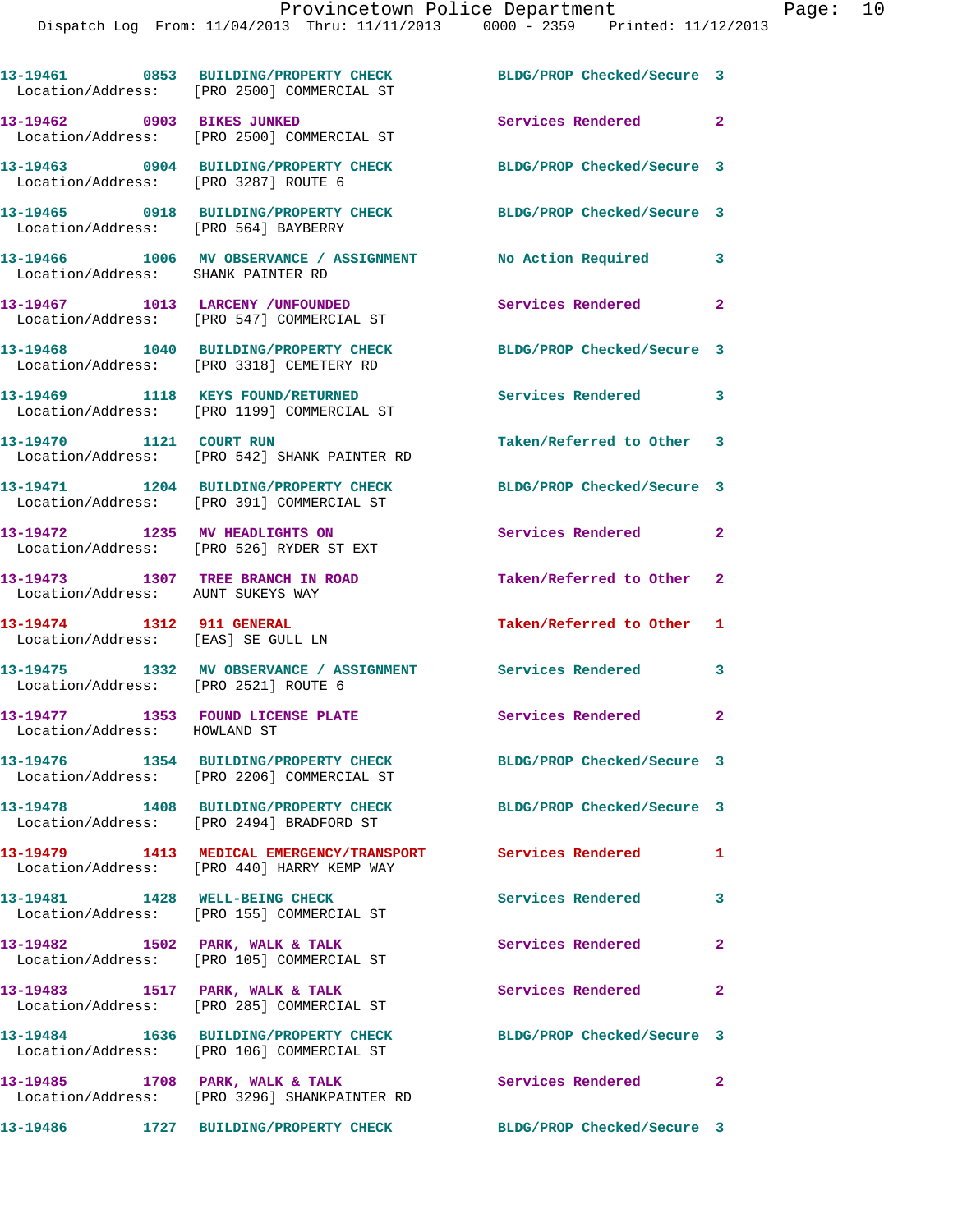13-19461 0853 BUILDING/PROPERTY CHECK BLDG/PROP Checked/Secure 3
Location/Address: [PRO 2500] COMMERCIAL ST

13-19462 0903 BIKES JUNKED Services Rendered 2
Location/Address: [PRO 2500] COMMERCIAL ST

13-19463 0904 BUILDING/PROPERTY CHECK BLDG/PROP Checked/Secure 3
Location/Address: [PRO 3287] ROUTE 6

13-19465 0918 BUILDING/PROPERTY CHECK BLDG/PROP Checked/Secure 3
Location/Address: [PRO 564] BAYBERRY

13-19466 1006 MV OBSERVANCE / ASSIGNMENT No Action Required 3
Location/Address: SHANK PAINTER RD

13-19467 1013 LARCENY /UNFOUNDED Services Rendered 2
Location/Address: [PRO 547] COMMERCIAL ST

13-19468 1040 BUILDING/PROPERTY CHECK BLDG/PROP Checked/Secure 3
Location/Address: [PRO 3318] CEMETERY RD

13-19469 1118 KEYS FOUND/RETURNED Services Rendered 3
Location/Address: [PRO 1199] COMMERCIAL ST

13-19470 1121 COURT RUN Taken/Referred to Other 3
Location/Address: [PRO 542] SHANK PAINTER RD

13-19471 1204 BUILDING/PROPERTY CHECK BLDG/PROP Checked/Secure 3
Location/Address: [PRO 391] COMMERCIAL ST

13-19472 1235 MV HEADLIGHTS ON Services Rendered 2
Location/Address: [PRO 526] RYDER ST EXT

13-19473 1307 TREE BRANCH IN ROAD Taken/Referred to Other 2
Location/Address: AUNT SUKEYS WAY

13-19474 1312 911 GENERAL Taken/Referred to Other 1
Location/Address: [EAS] SE GULL LN

13-19475 1332 MV OBSERVANCE / ASSIGNMENT Services Rendered 3
Location/Address: [PRO 2521] ROUTE 6

13-19477 1353 FOUND LICENSE PLATE Services Rendered 2
Location/Address: HOWLAND ST

13-19476 1354 BUILDING/PROPERTY CHECK BLDG/PROP Checked/Secure 3
Location/Address: [PRO 2206] COMMERCIAL ST

13-19478 1408 BUILDING/PROPERTY CHECK BLDG/PROP Checked/Secure 3
Location/Address: [PRO 2494] BRADFORD ST

13-19479 1413 MEDICAL EMERGENCY/TRANSPORT Services Rendered 1
Location/Address: [PRO 440] HARRY KEMP WAY

13-19481 1428 WELL-BEING CHECK Services Rendered 3
Location/Address: [PRO 155] COMMERCIAL ST

13-19482 1502 PARK, WALK & TALK Services Rendered 2
Location/Address: [PRO 105] COMMERCIAL ST

13-19483 1517 PARK, WALK & TALK Services Rendered 2
Location/Address: [PRO 285] COMMERCIAL ST

13-19484 1636 BUILDING/PROPERTY CHECK BLDG/PROP Checked/Secure 3
Location/Address: [PRO 106] COMMERCIAL ST

13-19485 1708 PARK, WALK & TALK Services Rendered 2
Location/Address: [PRO 3296] SHANKPAINTER RD

13-19486 1727 BUILDING/PROPERTY CHECK BLDG/PROP Checked/Secure 3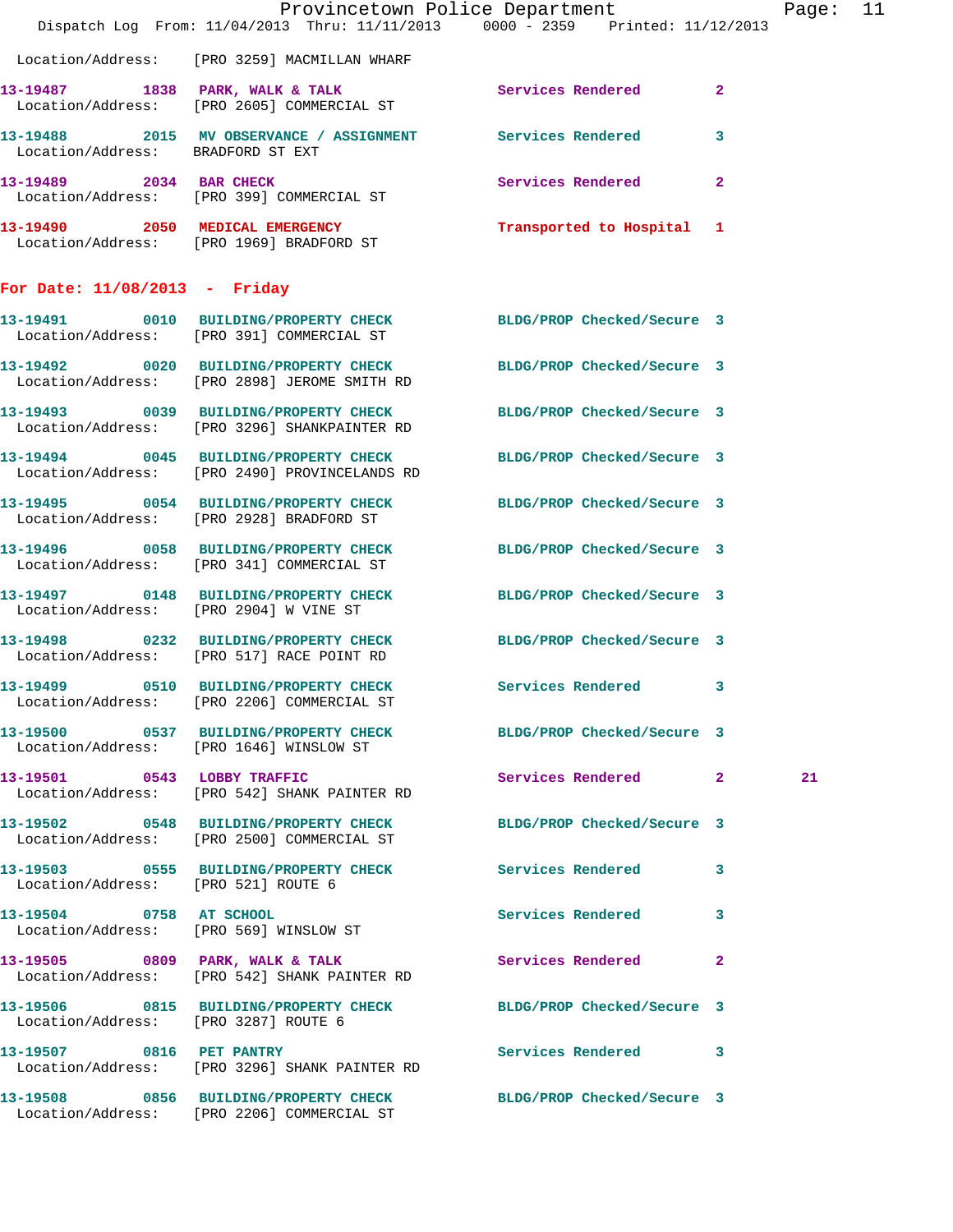Location/Address: [PRO 3259] MACMILLAN WHARF

13-19487 1838 PARK, WALK & TALK Services Rendered 2
Location/Address: [PRO 2605] COMMERCIAL ST

13-19488 2015 MV OBSERVANCE / ASSIGNMENT Services Rendered 3
Location/Address: BRADFORD ST EXT

13-19489 2034 BAR CHECK Services Rendered 2
Location/Address: [PRO 399] COMMERCIAL ST

13-19490 2050 MEDICAL EMERGENCY Transported to Hospital 1
Location/Address: [PRO 1969] BRADFORD ST

## For Date: 11/08/2013 - Friday

13-19491 0010 BUILDING/PROPERTY CHECK BLDG/PROP Checked/Secure 3
Location/Address: [PRO 391] COMMERCIAL ST

13-19492 0020 BUILDING/PROPERTY CHECK BLDG/PROP Checked/Secure 3
Location/Address: [PRO 2898] JEROME SMITH RD

13-19493 0039 BUILDING/PROPERTY CHECK BLDG/PROP Checked/Secure 3
Location/Address: [PRO 3296] SHANKPAINTER RD

13-19494 0045 BUILDING/PROPERTY CHECK BLDG/PROP Checked/Secure 3
Location/Address: [PRO 2490] PROVINCELANDS RD

13-19495 0054 BUILDING/PROPERTY CHECK BLDG/PROP Checked/Secure 3
Location/Address: [PRO 2928] BRADFORD ST

13-19496 0058 BUILDING/PROPERTY CHECK BLDG/PROP Checked/Secure 3
Location/Address: [PRO 341] COMMERCIAL ST

13-19497 0148 BUILDING/PROPERTY CHECK BLDG/PROP Checked/Secure 3
Location/Address: [PRO 2904] W VINE ST

13-19498 0232 BUILDING/PROPERTY CHECK BLDG/PROP Checked/Secure 3
Location/Address: [PRO 517] RACE POINT RD

13-19499 0510 BUILDING/PROPERTY CHECK Services Rendered 3
Location/Address: [PRO 2206] COMMERCIAL ST

13-19500 0537 BUILDING/PROPERTY CHECK BLDG/PROP Checked/Secure 3
Location/Address: [PRO 1646] WINSLOW ST

13-19501 0543 LOBBY TRAFFIC Services Rendered 2 21
Location/Address: [PRO 542] SHANK PAINTER RD

13-19502 0548 BUILDING/PROPERTY CHECK BLDG/PROP Checked/Secure 3
Location/Address: [PRO 2500] COMMERCIAL ST

13-19503 0555 BUILDING/PROPERTY CHECK Services Rendered 3
Location/Address: [PRO 521] ROUTE 6

13-19504 0758 AT SCHOOL Services Rendered 3
Location/Address: [PRO 569] WINSLOW ST

13-19505 0809 PARK, WALK & TALK Services Rendered 2
Location/Address: [PRO 542] SHANK PAINTER RD

13-19506 0815 BUILDING/PROPERTY CHECK BLDG/PROP Checked/Secure 3
Location/Address: [PRO 3287] ROUTE 6

13-19507 0816 PET PANTRY Services Rendered 3
Location/Address: [PRO 3296] SHANK PAINTER RD

13-19508 0856 BUILDING/PROPERTY CHECK BLDG/PROP Checked/Secure 3
Location/Address: [PRO 2206] COMMERCIAL ST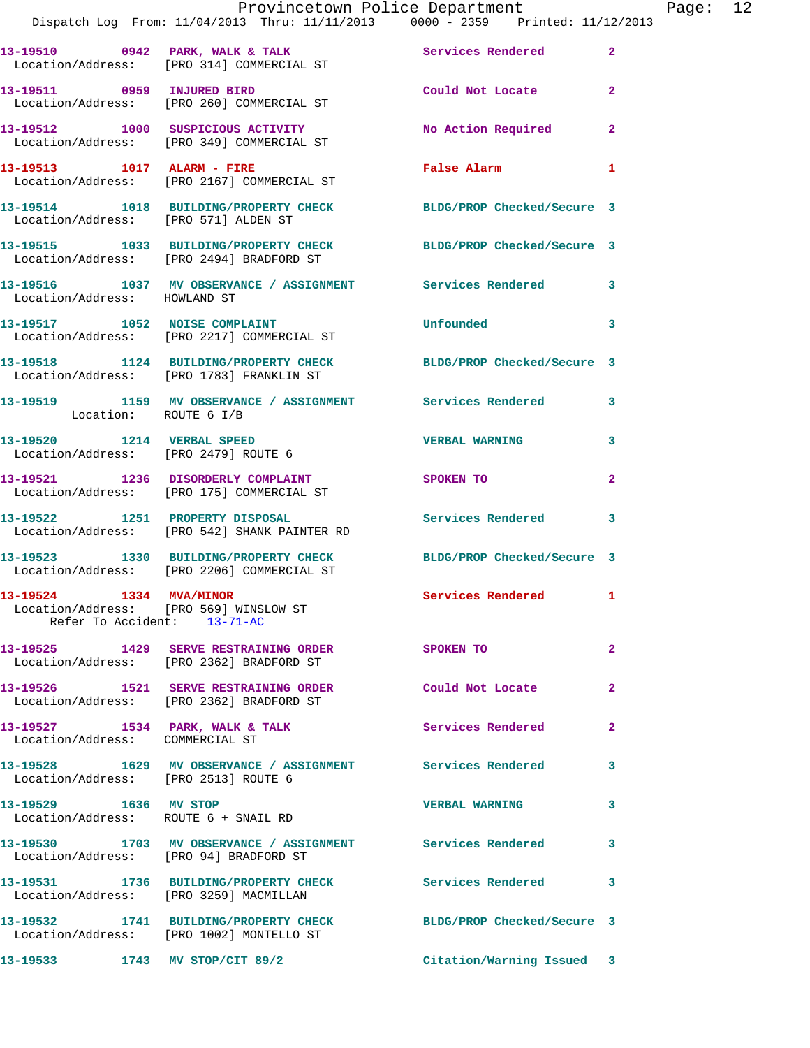13-19510 0942 PARK, WALK & TALK Services Rendered 2
Location/Address: [PRO 314] COMMERCIAL ST

13-19511 0959 INJURED BIRD Could Not Locate 2
Location/Address: [PRO 260] COMMERCIAL ST

13-19512 1000 SUSPICIOUS ACTIVITY No Action Required 2
Location/Address: [PRO 349] COMMERCIAL ST

13-19513 1017 ALARM - FIRE False Alarm 1
Location/Address: [PRO 2167] COMMERCIAL ST

13-19514 1018 BUILDING/PROPERTY CHECK BLDG/PROP Checked/Secure 3
Location/Address: [PRO 571] ALDEN ST

13-19515 1033 BUILDING/PROPERTY CHECK BLDG/PROP Checked/Secure 3
Location/Address: [PRO 2494] BRADFORD ST

13-19516 1037 MV OBSERVANCE / ASSIGNMENT Services Rendered 3
Location/Address: HOWLAND ST

13-19517 1052 NOISE COMPLAINT Unfounded 3
Location/Address: [PRO 2217] COMMERCIAL ST

13-19518 1124 BUILDING/PROPERTY CHECK BLDG/PROP Checked/Secure 3
Location/Address: [PRO 1783] FRANKLIN ST

13-19519 1159 MV OBSERVANCE / ASSIGNMENT Services Rendered 3
Location: ROUTE 6 I/B

13-19520 1214 VERBAL SPEED VERBAL WARNING 3
Location/Address: [PRO 2479] ROUTE 6

13-19521 1236 DISORDERLY COMPLAINT SPOKEN TO 2
Location/Address: [PRO 175] COMMERCIAL ST

13-19522 1251 PROPERTY DISPOSAL Services Rendered 3
Location/Address: [PRO 542] SHANK PAINTER RD

13-19523 1330 BUILDING/PROPERTY CHECK BLDG/PROP Checked/Secure 3
Location/Address: [PRO 2206] COMMERCIAL ST

13-19524 1334 MVA/MINOR Services Rendered 1
Location/Address: [PRO 569] WINSLOW ST
Refer To Accident: 13-71-AC

13-19525 1429 SERVE RESTRAINING ORDER SPOKEN TO 2
Location/Address: [PRO 2362] BRADFORD ST

13-19526 1521 SERVE RESTRAINING ORDER Could Not Locate 2
Location/Address: [PRO 2362] BRADFORD ST

13-19527 1534 PARK, WALK & TALK Services Rendered 2
Location/Address: COMMERCIAL ST

13-19528 1629 MV OBSERVANCE / ASSIGNMENT Services Rendered 3
Location/Address: [PRO 2513] ROUTE 6

13-19529 1636 MV STOP VERBAL WARNING 3
Location/Address: ROUTE 6 + SNAIL RD

13-19530 1703 MV OBSERVANCE / ASSIGNMENT Services Rendered 3
Location/Address: [PRO 94] BRADFORD ST

13-19531 1736 BUILDING/PROPERTY CHECK Services Rendered 3
Location/Address: [PRO 3259] MACMILLAN

13-19532 1741 BUILDING/PROPERTY CHECK BLDG/PROP Checked/Secure 3
Location/Address: [PRO 1002] MONTELLO ST

13-19533 1743 MV STOP/CIT 89/2 Citation/Warning Issued 3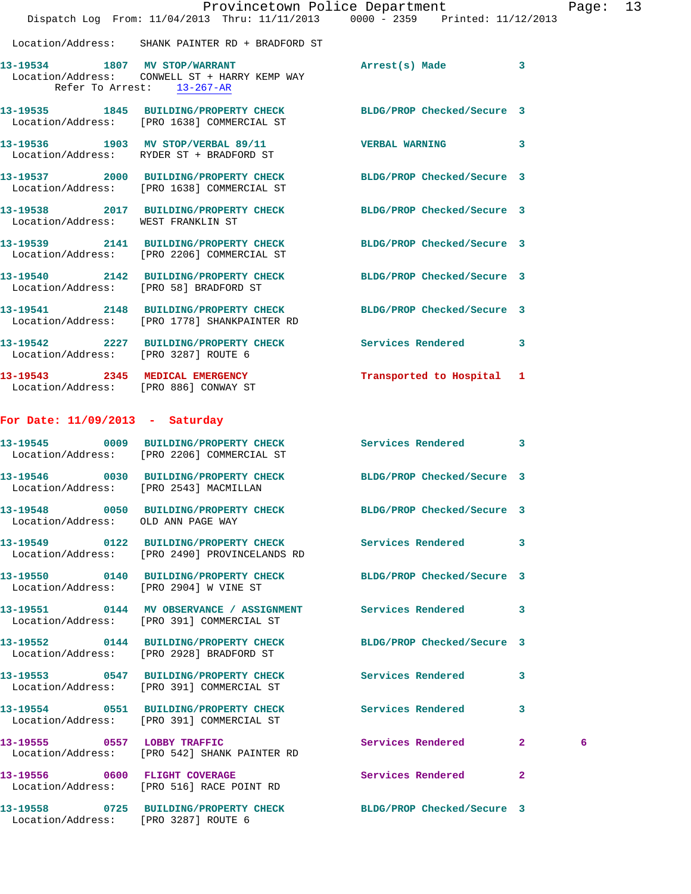Location/Address: SHANK PAINTER RD + BRADFORD ST

**13-19534** 1807 **MV STOP/WARRANT** Arrest(s) Made 3
Location/Address: CONWELL ST + HARRY KEMP WAY
Refer To Arrest: 13-267-AR

**13-19535** 1845 **BUILDING/PROPERTY CHECK** BLDG/PROP Checked/Secure 3
Location/Address: [PRO 1638] COMMERCIAL ST

**13-19536** 1903 **MV STOP/VERBAL 89/11** VERBAL WARNING 3
Location/Address: RYDER ST + BRADFORD ST

**13-19537** 2000 **BUILDING/PROPERTY CHECK** BLDG/PROP Checked/Secure 3
Location/Address: [PRO 1638] COMMERCIAL ST

**13-19538** 2017 **BUILDING/PROPERTY CHECK** BLDG/PROP Checked/Secure 3
Location/Address: WEST FRANKLIN ST

**13-19539** 2141 **BUILDING/PROPERTY CHECK** BLDG/PROP Checked/Secure 3
Location/Address: [PRO 2206] COMMERCIAL ST

**13-19540** 2142 **BUILDING/PROPERTY CHECK** BLDG/PROP Checked/Secure 3
Location/Address: [PRO 58] BRADFORD ST

**13-19541** 2148 **BUILDING/PROPERTY CHECK** BLDG/PROP Checked/Secure 3
Location/Address: [PRO 1778] SHANKPAINTER RD

**13-19542** 2227 **BUILDING/PROPERTY CHECK** Services Rendered 3
Location/Address: [PRO 3287] ROUTE 6

**13-19543** 2345 **MEDICAL EMERGENCY** Transported to Hospital 1
Location/Address: [PRO 886] CONWAY ST

## For Date: 11/09/2013 - Saturday

**13-19545** 0009 **BUILDING/PROPERTY CHECK** Services Rendered 3
Location/Address: [PRO 2206] COMMERCIAL ST

**13-19546** 0030 **BUILDING/PROPERTY CHECK** BLDG/PROP Checked/Secure 3
Location/Address: [PRO 2543] MACMILLAN

**13-19548** 0050 **BUILDING/PROPERTY CHECK** BLDG/PROP Checked/Secure 3
Location/Address: OLD ANN PAGE WAY

**13-19549** 0122 **BUILDING/PROPERTY CHECK** Services Rendered 3
Location/Address: [PRO 2490] PROVINCELANDS RD

**13-19550** 0140 **BUILDING/PROPERTY CHECK** BLDG/PROP Checked/Secure 3
Location/Address: [PRO 2904] W VINE ST

**13-19551** 0144 **MV OBSERVANCE / ASSIGNMENT** Services Rendered 3
Location/Address: [PRO 391] COMMERCIAL ST

**13-19552** 0144 **BUILDING/PROPERTY CHECK** BLDG/PROP Checked/Secure 3
Location/Address: [PRO 2928] BRADFORD ST

**13-19553** 0547 **BUILDING/PROPERTY CHECK** Services Rendered 3
Location/Address: [PRO 391] COMMERCIAL ST

**13-19554** 0551 **BUILDING/PROPERTY CHECK** Services Rendered 3
Location/Address: [PRO 391] COMMERCIAL ST

**13-19555** 0557 **LOBBY TRAFFIC** Services Rendered 2 6
Location/Address: [PRO 542] SHANK PAINTER RD

**13-19556** 0600 **FLIGHT COVERAGE** Services Rendered 2
Location/Address: [PRO 516] RACE POINT RD

**13-19558** 0725 **BUILDING/PROPERTY CHECK** BLDG/PROP Checked/Secure 3
Location/Address: [PRO 3287] ROUTE 6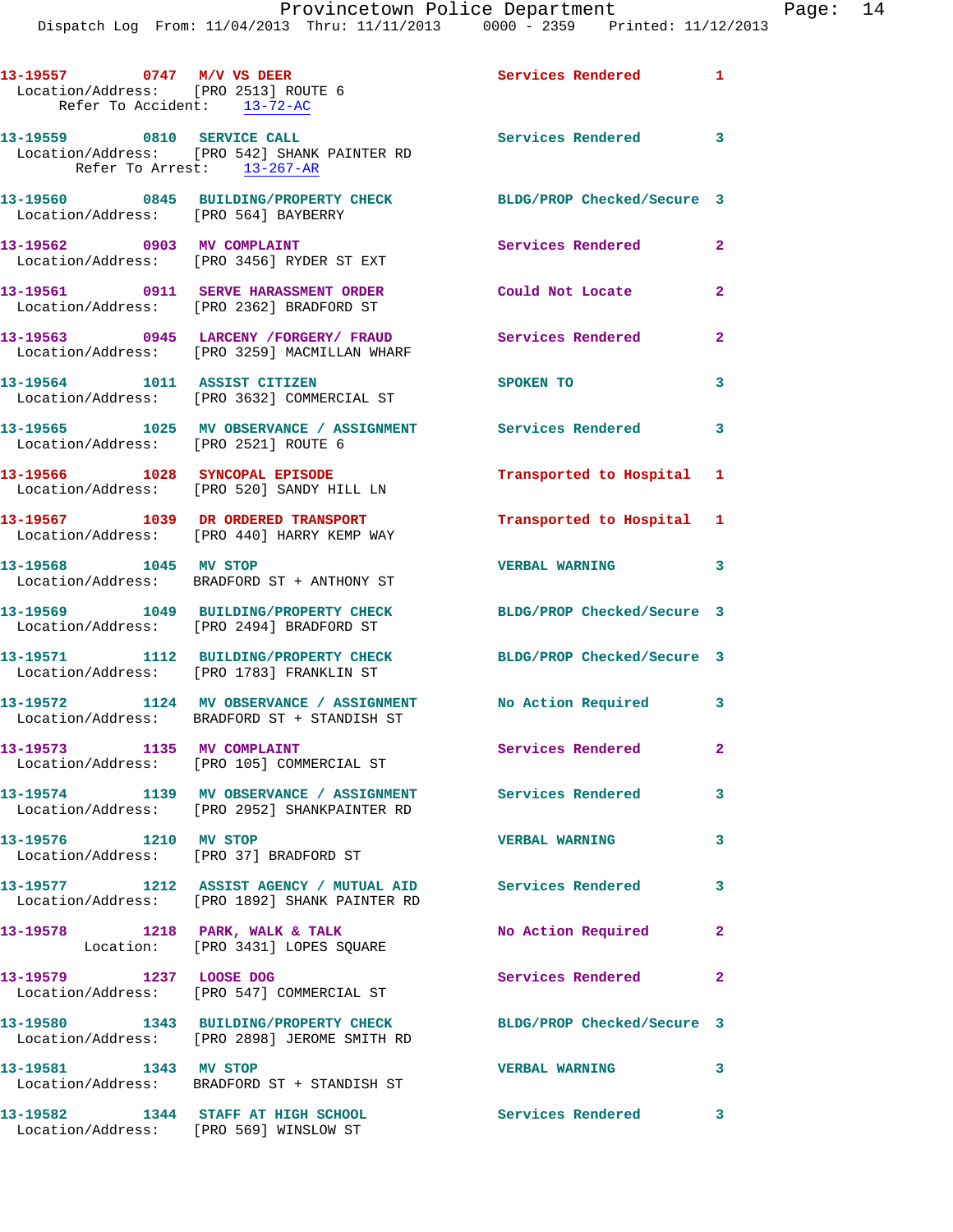13-19557 0747 M/V VS DEER Services Rendered 1
Location/Address: [PRO 2513] ROUTE 6
Refer To Accident: 13-72-AC

13-19559 0810 SERVICE CALL Services Rendered 3
Location/Address: [PRO 542] SHANK PAINTER RD
Refer To Arrest: 13-267-AR

13-19560 0845 BUILDING/PROPERTY CHECK BLDG/PROP Checked/Secure 3
Location/Address: [PRO 564] BAYBERRY

13-19562 0903 MV COMPLAINT Services Rendered 2
Location/Address: [PRO 3456] RYDER ST EXT

13-19561 0911 SERVE HARASSMENT ORDER Could Not Locate 2
Location/Address: [PRO 2362] BRADFORD ST

13-19563 0945 LARCENY /FORGERY/ FRAUD Services Rendered 2
Location/Address: [PRO 3259] MACMILLAN WHARF

13-19564 1011 ASSIST CITIZEN SPOKEN TO 3
Location/Address: [PRO 3632] COMMERCIAL ST

13-19565 1025 MV OBSERVANCE / ASSIGNMENT Services Rendered 3
Location/Address: [PRO 2521] ROUTE 6

13-19566 1028 SYNCOPAL EPISODE Transported to Hospital 1
Location/Address: [PRO 520] SANDY HILL LN

13-19567 1039 DR ORDERED TRANSPORT Transported to Hospital 1
Location/Address: [PRO 440] HARRY KEMP WAY

13-19568 1045 MV STOP VERBAL WARNING 3
Location/Address: BRADFORD ST + ANTHONY ST

13-19569 1049 BUILDING/PROPERTY CHECK BLDG/PROP Checked/Secure 3
Location/Address: [PRO 2494] BRADFORD ST

13-19571 1112 BUILDING/PROPERTY CHECK BLDG/PROP Checked/Secure 3
Location/Address: [PRO 1783] FRANKLIN ST

13-19572 1124 MV OBSERVANCE / ASSIGNMENT No Action Required 3
Location/Address: BRADFORD ST + STANDISH ST

13-19573 1135 MV COMPLAINT Services Rendered 2
Location/Address: [PRO 105] COMMERCIAL ST

13-19574 1139 MV OBSERVANCE / ASSIGNMENT Services Rendered 3
Location/Address: [PRO 2952] SHANKPAINTER RD

13-19576 1210 MV STOP VERBAL WARNING 3
Location/Address: [PRO 37] BRADFORD ST

13-19577 1212 ASSIST AGENCY / MUTUAL AID Services Rendered 3
Location/Address: [PRO 1892] SHANK PAINTER RD

13-19578 1218 PARK, WALK & TALK No Action Required 2
Location: [PRO 3431] LOPES SQUARE

13-19579 1237 LOOSE DOG Services Rendered 2
Location/Address: [PRO 547] COMMERCIAL ST

13-19580 1343 BUILDING/PROPERTY CHECK BLDG/PROP Checked/Secure 3
Location/Address: [PRO 2898] JEROME SMITH RD

13-19581 1343 MV STOP VERBAL WARNING 3
Location/Address: BRADFORD ST + STANDISH ST

13-19582 1344 STAFF AT HIGH SCHOOL Services Rendered 3
Location/Address: [PRO 569] WINSLOW ST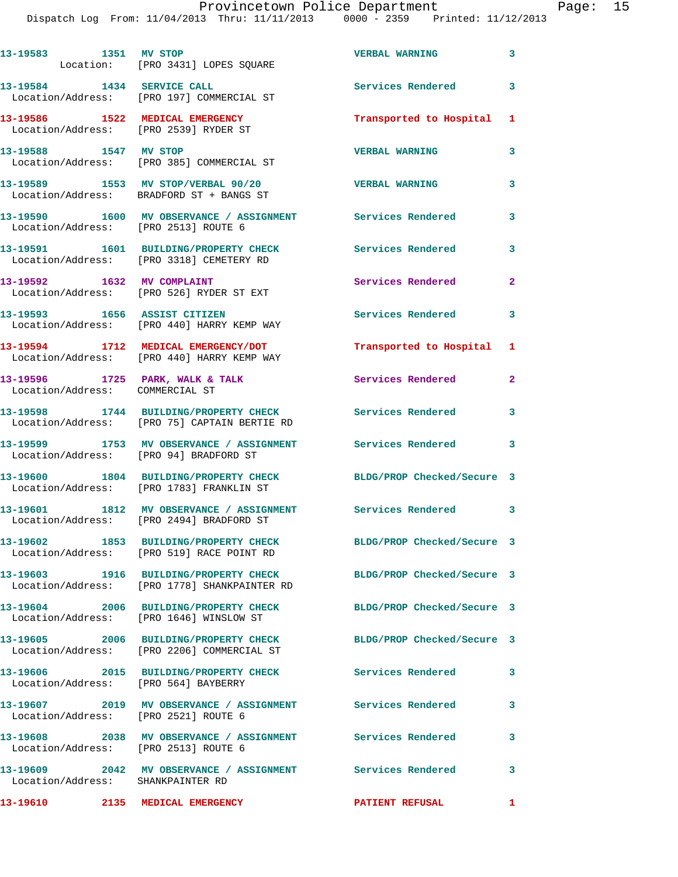13-19583 1351 MV STOP VERBAL WARNING 3
Location: [PRO 3431] LOPES SQUARE

13-19584 1434 SERVICE CALL Services Rendered 3
Location/Address: [PRO 197] COMMERCIAL ST

13-19586 1522 MEDICAL EMERGENCY Transported to Hospital 1
Location/Address: [PRO 2539] RYDER ST

13-19588 1547 MV STOP VERBAL WARNING 3
Location/Address: [PRO 385] COMMERCIAL ST

13-19589 1553 MV STOP/VERBAL 90/20 VERBAL WARNING 3
Location/Address: BRADFORD ST + BANGS ST

13-19590 1600 MV OBSERVANCE / ASSIGNMENT Services Rendered 3
Location/Address: [PRO 2513] ROUTE 6

13-19591 1601 BUILDING/PROPERTY CHECK Services Rendered 3
Location/Address: [PRO 3318] CEMETERY RD

13-19592 1632 MV COMPLAINT Services Rendered 2
Location/Address: [PRO 526] RYDER ST EXT

13-19593 1656 ASSIST CITIZEN Services Rendered 3
Location/Address: [PRO 440] HARRY KEMP WAY

13-19594 1712 MEDICAL EMERGENCY/DOT Transported to Hospital 1
Location/Address: [PRO 440] HARRY KEMP WAY

13-19596 1725 PARK, WALK & TALK Services Rendered 2
Location/Address: COMMERCIAL ST

13-19598 1744 BUILDING/PROPERTY CHECK Services Rendered 3
Location/Address: [PRO 75] CAPTAIN BERTIE RD

13-19599 1753 MV OBSERVANCE / ASSIGNMENT Services Rendered 3
Location/Address: [PRO 94] BRADFORD ST

13-19600 1804 BUILDING/PROPERTY CHECK BLDG/PROP Checked/Secure 3
Location/Address: [PRO 1783] FRANKLIN ST

13-19601 1812 MV OBSERVANCE / ASSIGNMENT Services Rendered 3
Location/Address: [PRO 2494] BRADFORD ST

13-19602 1853 BUILDING/PROPERTY CHECK BLDG/PROP Checked/Secure 3
Location/Address: [PRO 519] RACE POINT RD

13-19603 1916 BUILDING/PROPERTY CHECK BLDG/PROP Checked/Secure 3
Location/Address: [PRO 1778] SHANKPAINTER RD

13-19604 2006 BUILDING/PROPERTY CHECK BLDG/PROP Checked/Secure 3
Location/Address: [PRO 1646] WINSLOW ST

13-19605 2006 BUILDING/PROPERTY CHECK BLDG/PROP Checked/Secure 3
Location/Address: [PRO 2206] COMMERCIAL ST

13-19606 2015 BUILDING/PROPERTY CHECK Services Rendered 3
Location/Address: [PRO 564] BAYBERRY

13-19607 2019 MV OBSERVANCE / ASSIGNMENT Services Rendered 3
Location/Address: [PRO 2521] ROUTE 6

13-19608 2038 MV OBSERVANCE / ASSIGNMENT Services Rendered 3
Location/Address: [PRO 2513] ROUTE 6

13-19609 2042 MV OBSERVANCE / ASSIGNMENT Services Rendered 3
Location/Address: SHANKPAINTER RD

13-19610 2135 MEDICAL EMERGENCY PATIENT REFUSAL 1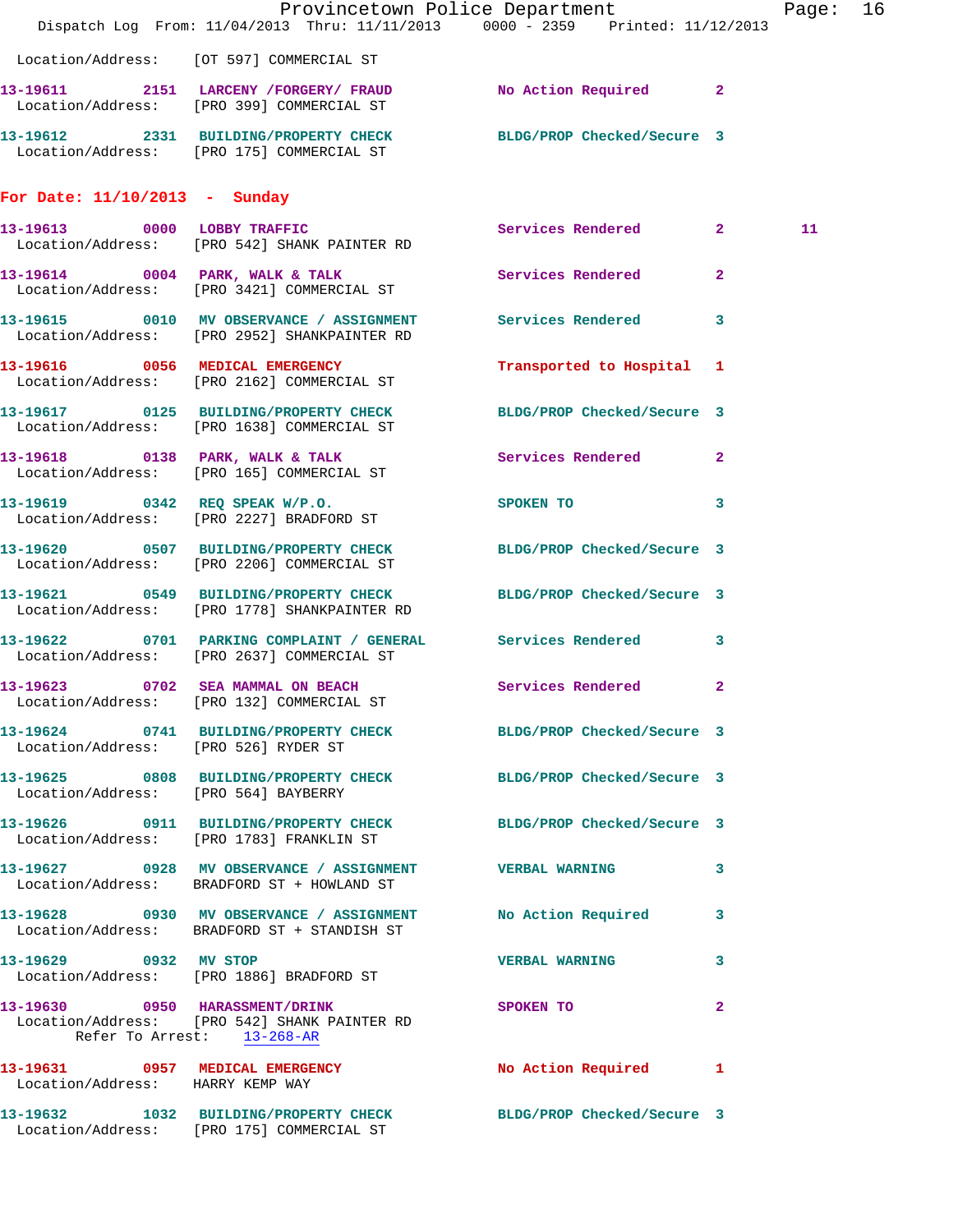Location/Address: [OT 597] COMMERCIAL ST

**13-19611** 2151 LARCENY /FORGERY/ FRAUD — No Action Required — 2
Location/Address: [PRO 399] COMMERCIAL ST

**13-19612** 2331 BUILDING/PROPERTY CHECK — BLDG/PROP Checked/Secure — 3
Location/Address: [PRO 175] COMMERCIAL ST

## For Date: 11/10/2013 - Sunday

**13-19613** 0000 LOBBY TRAFFIC — Services Rendered — 2 — 11
Location/Address: [PRO 542] SHANK PAINTER RD

**13-19614** 0004 PARK, WALK & TALK — Services Rendered — 2
Location/Address: [PRO 3421] COMMERCIAL ST

**13-19615** 0010 MV OBSERVANCE / ASSIGNMENT — Services Rendered — 3
Location/Address: [PRO 2952] SHANKPAINTER RD

**13-19616** 0056 MEDICAL EMERGENCY — Transported to Hospital — 1
Location/Address: [PRO 2162] COMMERCIAL ST

**13-19617** 0125 BUILDING/PROPERTY CHECK — BLDG/PROP Checked/Secure — 3
Location/Address: [PRO 1638] COMMERCIAL ST

**13-19618** 0138 PARK, WALK & TALK — Services Rendered — 2
Location/Address: [PRO 165] COMMERCIAL ST

**13-19619** 0342 REQ SPEAK W/P.O. — SPOKEN TO — 3
Location/Address: [PRO 2227] BRADFORD ST

**13-19620** 0507 BUILDING/PROPERTY CHECK — BLDG/PROP Checked/Secure — 3
Location/Address: [PRO 2206] COMMERCIAL ST

**13-19621** 0549 BUILDING/PROPERTY CHECK — BLDG/PROP Checked/Secure — 3
Location/Address: [PRO 1778] SHANKPAINTER RD

**13-19622** 0701 PARKING COMPLAINT / GENERAL — Services Rendered — 3
Location/Address: [PRO 2637] COMMERCIAL ST

**13-19623** 0702 SEA MAMMAL ON BEACH — Services Rendered — 2
Location/Address: [PRO 132] COMMERCIAL ST

**13-19624** 0741 BUILDING/PROPERTY CHECK — BLDG/PROP Checked/Secure — 3
Location/Address: [PRO 526] RYDER ST

**13-19625** 0808 BUILDING/PROPERTY CHECK — BLDG/PROP Checked/Secure — 3
Location/Address: [PRO 564] BAYBERRY

**13-19626** 0911 BUILDING/PROPERTY CHECK — BLDG/PROP Checked/Secure — 3
Location/Address: [PRO 1783] FRANKLIN ST

**13-19627** 0928 MV OBSERVANCE / ASSIGNMENT — VERBAL WARNING — 3
Location/Address: BRADFORD ST + HOWLAND ST

**13-19628** 0930 MV OBSERVANCE / ASSIGNMENT — No Action Required — 3
Location/Address: BRADFORD ST + STANDISH ST

**13-19629** 0932 MV STOP — VERBAL WARNING — 3
Location/Address: [PRO 1886] BRADFORD ST

**13-19630** 0950 HARASSMENT/DRINK — SPOKEN TO — 2
Location/Address: [PRO 542] SHANK PAINTER RD
Refer To Arrest: 13-268-AR

**13-19631** 0957 MEDICAL EMERGENCY — No Action Required — 1
Location/Address: HARRY KEMP WAY

**13-19632** 1032 BUILDING/PROPERTY CHECK — BLDG/PROP Checked/Secure — 3
Location/Address: [PRO 175] COMMERCIAL ST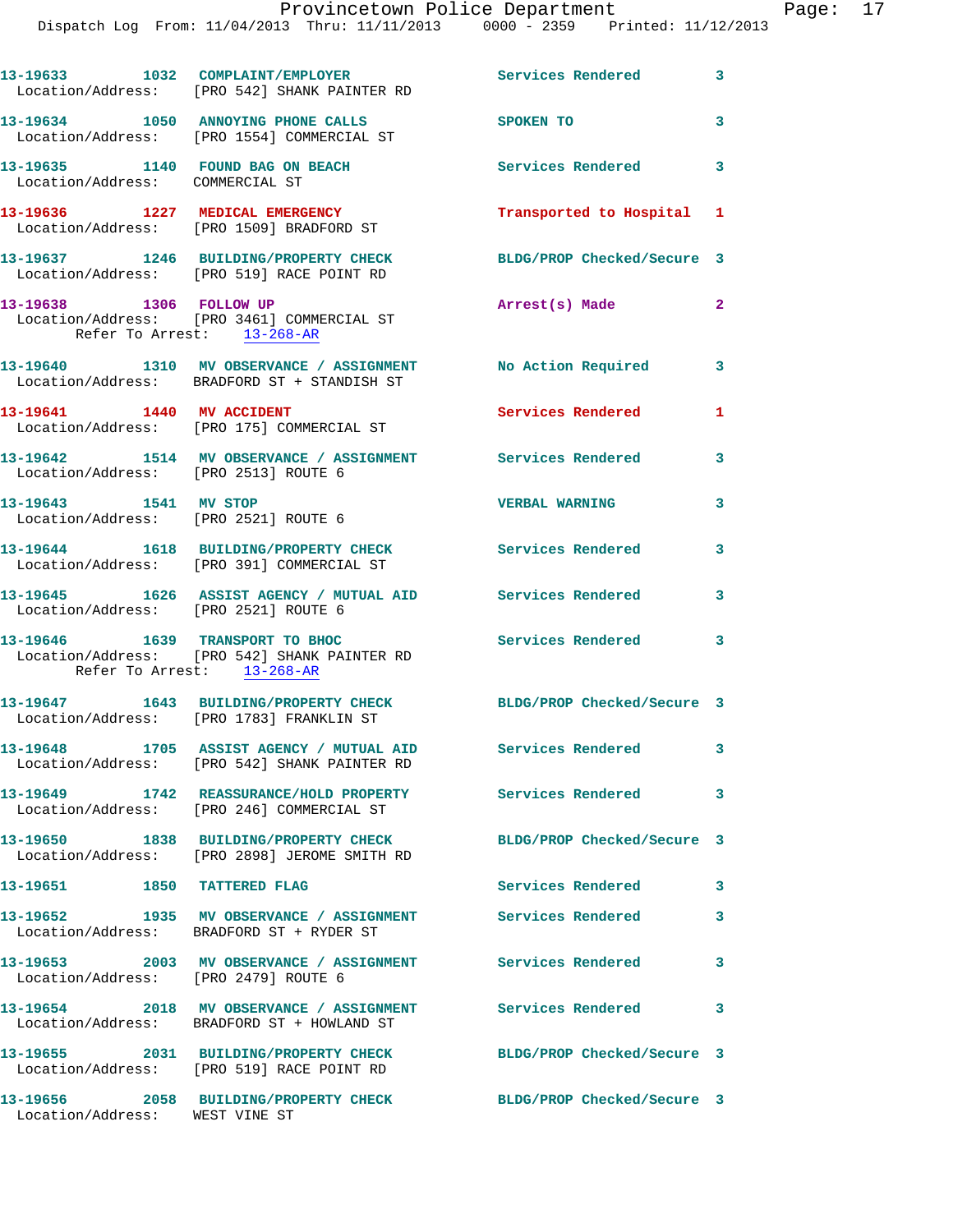13-19633 1032 COMPLAINT/EMPLOYER Services Rendered 3
Location/Address: [PRO 542] SHANK PAINTER RD

13-19634 1050 ANNOYING PHONE CALLS SPOKEN TO 3
Location/Address: [PRO 1554] COMMERCIAL ST

13-19635 1140 FOUND BAG ON BEACH Services Rendered 3
Location/Address: COMMERCIAL ST

13-19636 1227 MEDICAL EMERGENCY Transported to Hospital 1
Location/Address: [PRO 1509] BRADFORD ST

13-19637 1246 BUILDING/PROPERTY CHECK BLDG/PROP Checked/Secure 3
Location/Address: [PRO 519] RACE POINT RD

13-19638 1306 FOLLOW UP Arrest(s) Made 2
Location/Address: [PRO 3461] COMMERCIAL ST
Refer To Arrest: 13-268-AR

13-19640 1310 MV OBSERVANCE / ASSIGNMENT No Action Required 3
Location/Address: BRADFORD ST + STANDISH ST

13-19641 1440 MV ACCIDENT Services Rendered 1
Location/Address: [PRO 175] COMMERCIAL ST

13-19642 1514 MV OBSERVANCE / ASSIGNMENT Services Rendered 3
Location/Address: [PRO 2513] ROUTE 6

13-19643 1541 MV STOP VERBAL WARNING 3
Location/Address: [PRO 2521] ROUTE 6

13-19644 1618 BUILDING/PROPERTY CHECK Services Rendered 3
Location/Address: [PRO 391] COMMERCIAL ST

13-19645 1626 ASSIST AGENCY / MUTUAL AID Services Rendered 3
Location/Address: [PRO 2521] ROUTE 6

13-19646 1639 TRANSPORT TO BHOC Services Rendered 3
Location/Address: [PRO 542] SHANK PAINTER RD
Refer To Arrest: 13-268-AR

13-19647 1643 BUILDING/PROPERTY CHECK BLDG/PROP Checked/Secure 3
Location/Address: [PRO 1783] FRANKLIN ST

13-19648 1705 ASSIST AGENCY / MUTUAL AID Services Rendered 3
Location/Address: [PRO 542] SHANK PAINTER RD

13-19649 1742 REASSURANCE/HOLD PROPERTY Services Rendered 3
Location/Address: [PRO 246] COMMERCIAL ST

13-19650 1838 BUILDING/PROPERTY CHECK BLDG/PROP Checked/Secure 3
Location/Address: [PRO 2898] JEROME SMITH RD

13-19651 1850 TATTERED FLAG Services Rendered 3

13-19652 1935 MV OBSERVANCE / ASSIGNMENT Services Rendered 3
Location/Address: BRADFORD ST + RYDER ST

13-19653 2003 MV OBSERVANCE / ASSIGNMENT Services Rendered 3
Location/Address: [PRO 2479] ROUTE 6

13-19654 2018 MV OBSERVANCE / ASSIGNMENT Services Rendered 3
Location/Address: BRADFORD ST + HOWLAND ST

13-19655 2031 BUILDING/PROPERTY CHECK BLDG/PROP Checked/Secure 3
Location/Address: [PRO 519] RACE POINT RD

13-19656 2058 BUILDING/PROPERTY CHECK BLDG/PROP Checked/Secure 3
Location/Address: WEST VINE ST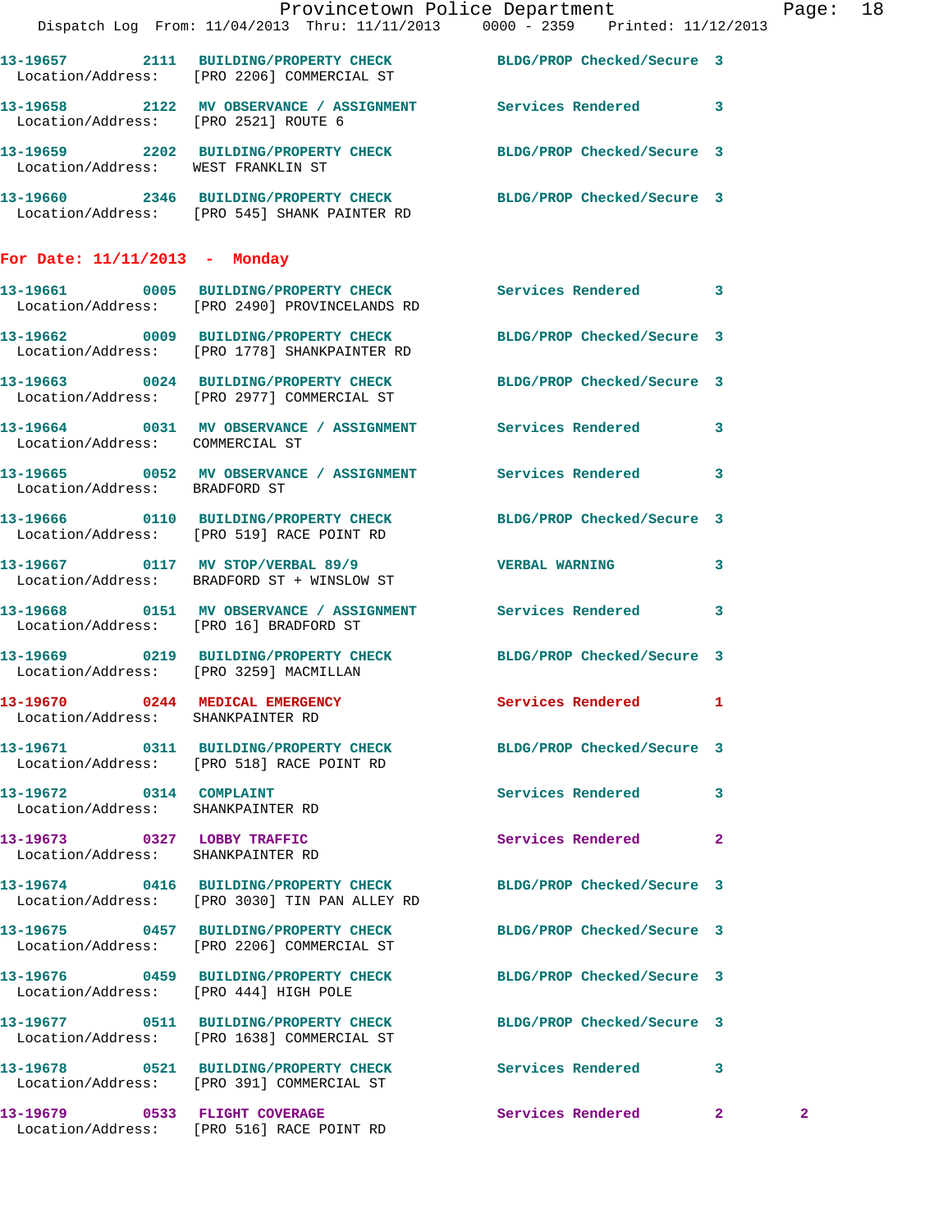13-19657 2111 BUILDING/PROPERTY CHECK BLDG/PROP Checked/Secure 3
Location/Address: [PRO 2206] COMMERCIAL ST

13-19658 2122 MV OBSERVANCE / ASSIGNMENT Services Rendered 3
Location/Address: [PRO 2521] ROUTE 6

13-19659 2202 BUILDING/PROPERTY CHECK BLDG/PROP Checked/Secure 3
Location/Address: WEST FRANKLIN ST

13-19660 2346 BUILDING/PROPERTY CHECK BLDG/PROP Checked/Secure 3
Location/Address: [PRO 545] SHANK PAINTER RD

## For Date: 11/11/2013 - Monday

13-19661 0005 BUILDING/PROPERTY CHECK Services Rendered 3
Location/Address: [PRO 2490] PROVINCELANDS RD

13-19662 0009 BUILDING/PROPERTY CHECK BLDG/PROP Checked/Secure 3
Location/Address: [PRO 1778] SHANKPAINTER RD

13-19663 0024 BUILDING/PROPERTY CHECK BLDG/PROP Checked/Secure 3
Location/Address: [PRO 2977] COMMERCIAL ST

13-19664 0031 MV OBSERVANCE / ASSIGNMENT Services Rendered 3
Location/Address: COMMERCIAL ST

13-19665 0052 MV OBSERVANCE / ASSIGNMENT Services Rendered 3
Location/Address: BRADFORD ST

13-19666 0110 BUILDING/PROPERTY CHECK BLDG/PROP Checked/Secure 3
Location/Address: [PRO 519] RACE POINT RD

13-19667 0117 MV STOP/VERBAL 89/9 VERBAL WARNING 3
Location/Address: BRADFORD ST + WINSLOW ST

13-19668 0151 MV OBSERVANCE / ASSIGNMENT Services Rendered 3
Location/Address: [PRO 16] BRADFORD ST

13-19669 0219 BUILDING/PROPERTY CHECK BLDG/PROP Checked/Secure 3
Location/Address: [PRO 3259] MACMILLAN

13-19670 0244 MEDICAL EMERGENCY Services Rendered 1
Location/Address: SHANKPAINTER RD

13-19671 0311 BUILDING/PROPERTY CHECK BLDG/PROP Checked/Secure 3
Location/Address: [PRO 518] RACE POINT RD

13-19672 0314 COMPLAINT Services Rendered 3
Location/Address: SHANKPAINTER RD

13-19673 0327 LOBBY TRAFFIC Services Rendered 2
Location/Address: SHANKPAINTER RD

13-19674 0416 BUILDING/PROPERTY CHECK BLDG/PROP Checked/Secure 3
Location/Address: [PRO 3030] TIN PAN ALLEY RD

13-19675 0457 BUILDING/PROPERTY CHECK BLDG/PROP Checked/Secure 3
Location/Address: [PRO 2206] COMMERCIAL ST

13-19676 0459 BUILDING/PROPERTY CHECK BLDG/PROP Checked/Secure 3
Location/Address: [PRO 444] HIGH POLE

13-19677 0511 BUILDING/PROPERTY CHECK BLDG/PROP Checked/Secure 3
Location/Address: [PRO 1638] COMMERCIAL ST

13-19678 0521 BUILDING/PROPERTY CHECK Services Rendered 3
Location/Address: [PRO 391] COMMERCIAL ST

13-19679 0533 FLIGHT COVERAGE Services Rendered 2 2
Location/Address: [PRO 516] RACE POINT RD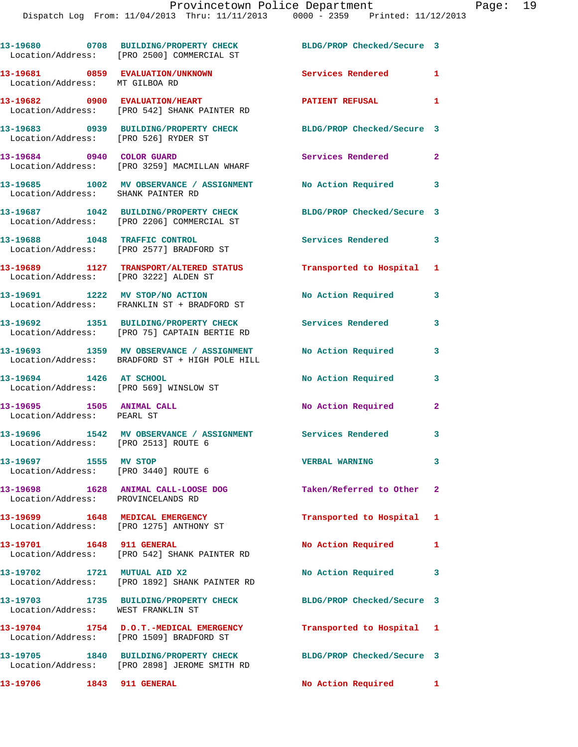13-19680 0708 BUILDING/PROPERTY CHECK BLDG/PROP Checked/Secure 3
Location/Address: [PRO 2500] COMMERCIAL ST

13-19681 0859 EVALUATION/UNKNOWN Services Rendered 1
Location/Address: MT GILBOA RD

13-19682 0900 EVALUATION/HEART PATIENT REFUSAL 1
Location/Address: [PRO 542] SHANK PAINTER RD

13-19683 0939 BUILDING/PROPERTY CHECK BLDG/PROP Checked/Secure 3
Location/Address: [PRO 526] RYDER ST

13-19684 0940 COLOR GUARD Services Rendered 2
Location/Address: [PRO 3259] MACMILLAN WHARF

13-19685 1002 MV OBSERVANCE / ASSIGNMENT No Action Required 3
Location/Address: SHANK PAINTER RD

13-19687 1042 BUILDING/PROPERTY CHECK BLDG/PROP Checked/Secure 3
Location/Address: [PRO 2206] COMMERCIAL ST

13-19688 1048 TRAFFIC CONTROL Services Rendered 3
Location/Address: [PRO 2577] BRADFORD ST

13-19689 1127 TRANSPORT/ALTERED STATUS Transported to Hospital 1
Location/Address: [PRO 3222] ALDEN ST

13-19691 1222 MV STOP/NO ACTION No Action Required 3
Location/Address: FRANKLIN ST + BRADFORD ST

13-19692 1351 BUILDING/PROPERTY CHECK Services Rendered 3
Location/Address: [PRO 75] CAPTAIN BERTIE RD

13-19693 1359 MV OBSERVANCE / ASSIGNMENT No Action Required 3
Location/Address: BRADFORD ST + HIGH POLE HILL

13-19694 1426 AT SCHOOL No Action Required 3
Location/Address: [PRO 569] WINSLOW ST

13-19695 1505 ANIMAL CALL No Action Required 2
Location/Address: PEARL ST

13-19696 1542 MV OBSERVANCE / ASSIGNMENT Services Rendered 3
Location/Address: [PRO 2513] ROUTE 6

13-19697 1555 MV STOP VERBAL WARNING 3
Location/Address: [PRO 3440] ROUTE 6

13-19698 1628 ANIMAL CALL-LOOSE DOG Taken/Referred to Other 2
Location/Address: PROVINCELANDS RD

13-19699 1648 MEDICAL EMERGENCY Transported to Hospital 1
Location/Address: [PRO 1275] ANTHONY ST

13-19701 1648 911 GENERAL No Action Required 1
Location/Address: [PRO 542] SHANK PAINTER RD

13-19702 1721 MUTUAL AID X2 No Action Required 3
Location/Address: [PRO 1892] SHANK PAINTER RD

13-19703 1735 BUILDING/PROPERTY CHECK BLDG/PROP Checked/Secure 3
Location/Address: WEST FRANKLIN ST

13-19704 1754 D.O.T.-MEDICAL EMERGENCY Transported to Hospital 1
Location/Address: [PRO 1509] BRADFORD ST

13-19705 1840 BUILDING/PROPERTY CHECK BLDG/PROP Checked/Secure 3
Location/Address: [PRO 2898] JEROME SMITH RD

13-19706 1843 911 GENERAL No Action Required 1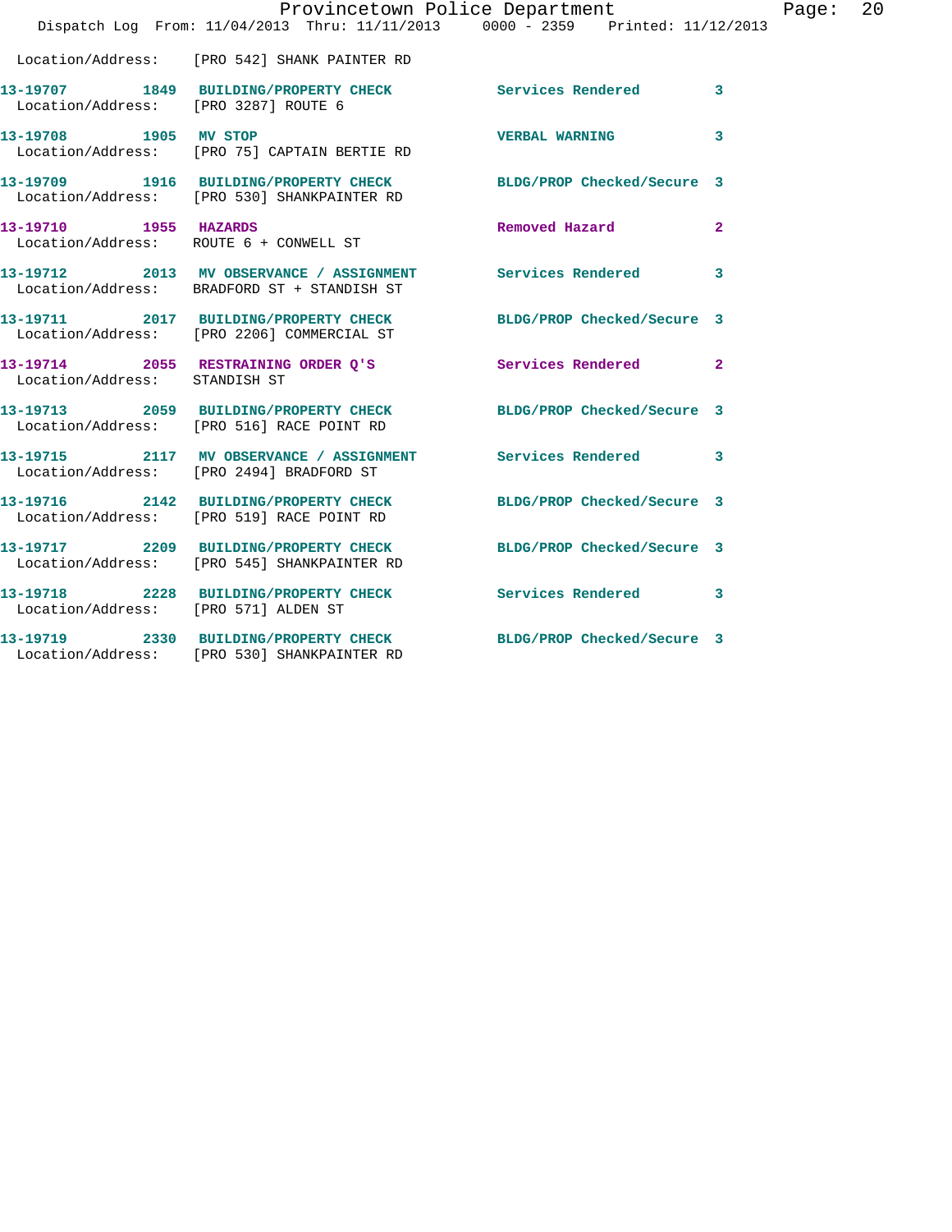Location/Address: [PRO 542] SHANK PAINTER RD

13-19707 1849 BUILDING/PROPERTY CHECK Services Rendered 3
Location/Address: [PRO 3287] ROUTE 6

13-19708 1905 MV STOP VERBAL WARNING 3
Location/Address: [PRO 75] CAPTAIN BERTIE RD

13-19709 1916 BUILDING/PROPERTY CHECK BLDG/PROP Checked/Secure 3
Location/Address: [PRO 530] SHANKPAINTER RD

13-19710 1955 HAZARDS Removed Hazard 2
Location/Address: ROUTE 6 + CONWELL ST

13-19712 2013 MV OBSERVANCE / ASSIGNMENT Services Rendered 3
Location/Address: BRADFORD ST + STANDISH ST

13-19711 2017 BUILDING/PROPERTY CHECK BLDG/PROP Checked/Secure 3
Location/Address: [PRO 2206] COMMERCIAL ST

13-19714 2055 RESTRAINING ORDER Q'S Services Rendered 2
Location/Address: STANDISH ST

13-19713 2059 BUILDING/PROPERTY CHECK BLDG/PROP Checked/Secure 3
Location/Address: [PRO 516] RACE POINT RD

13-19715 2117 MV OBSERVANCE / ASSIGNMENT Services Rendered 3
Location/Address: [PRO 2494] BRADFORD ST

13-19716 2142 BUILDING/PROPERTY CHECK BLDG/PROP Checked/Secure 3
Location/Address: [PRO 519] RACE POINT RD

13-19717 2209 BUILDING/PROPERTY CHECK BLDG/PROP Checked/Secure 3
Location/Address: [PRO 545] SHANKPAINTER RD

13-19718 2228 BUILDING/PROPERTY CHECK Services Rendered 3
Location/Address: [PRO 571] ALDEN ST

13-19719 2330 BUILDING/PROPERTY CHECK BLDG/PROP Checked/Secure 3
Location/Address: [PRO 530] SHANKPAINTER RD